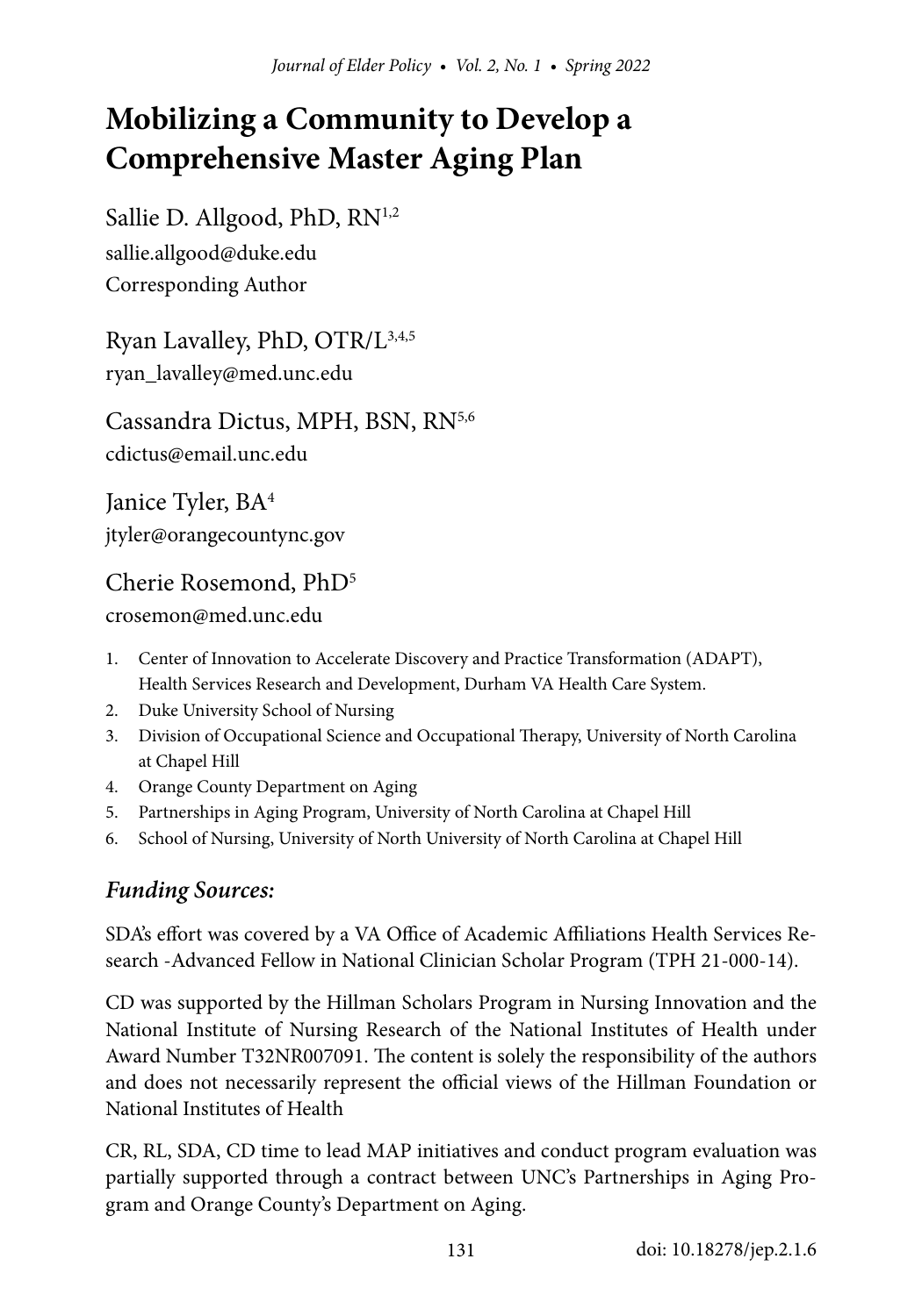# Mobilizing a Community to Develop a Comprehensive Master Aging Plan

Sallie D. Allgood, PhD, RN[1,2]
sallie.allgood@duke.edu
Corresponding Author

Ryan Lavalley, PhD, OTR/L[3,4,5]
ryan_lavalley@med.unc.edu

Cassandra Dictus, MPH, BSN, RN[5,6]
cdictus@email.unc.edu

Janice Tyler, BA[4]
jtyler@orangecountync.gov

Cherie Rosemond, PhD[5]
crosemon@med.unc.edu

1. Center of Innovation to Accelerate Discovery and Practice Transformation (ADAPT), Health Services Research and Development, Durham VA Health Care System.
2. Duke University School of Nursing
3. Division of Occupational Science and Occupational Therapy, University of North Carolina at Chapel Hill
4. Orange County Department on Aging
5. Partnerships in Aging Program, University of North Carolina at Chapel Hill
6. School of Nursing, University of North University of North Carolina at Chapel Hill

## *Funding Sources:*

SDA's effort was covered by a VA Office of Academic Affiliations Health Services Research -Advanced Fellow in National Clinician Scholar Program (TPH 21-000-14).

CD was supported by the Hillman Scholars Program in Nursing Innovation and the National Institute of Nursing Research of the National Institutes of Health under Award Number T32NR007091. The content is solely the responsibility of the authors and does not necessarily represent the official views of the Hillman Foundation or National Institutes of Health

CR, RL, SDA, CD time to lead MAP initiatives and conduct program evaluation was partially supported through a contract between UNC's Partnerships in Aging Program and Orange County's Department on Aging.

doi: 10.18278/jep.2.1.6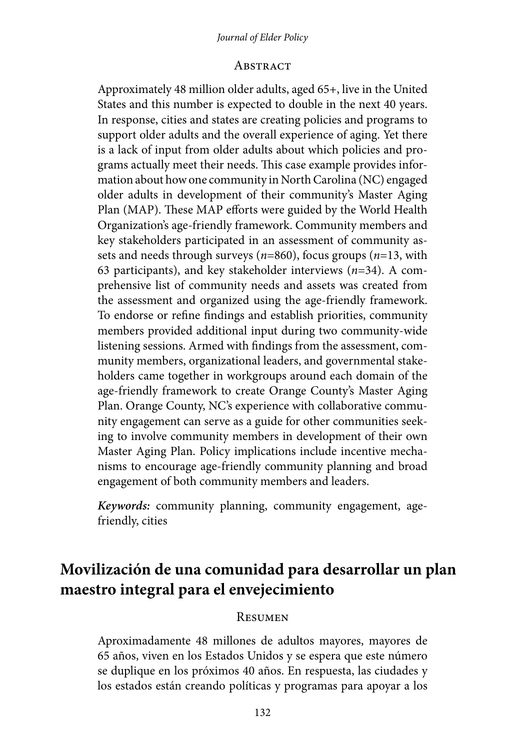## Abstract

Approximately 48 million older adults, aged 65+, live in the United States and this number is expected to double in the next 40 years. In response, cities and states are creating policies and programs to support older adults and the overall experience of aging. Yet there is a lack of input from older adults about which policies and programs actually meet their needs. This case example provides information about how one community in North Carolina (NC) engaged older adults in development of their community's Master Aging Plan (MAP). These MAP efforts were guided by the World Health Organization's age-friendly framework. Community members and key stakeholders participated in an assessment of community assets and needs through surveys ($n$=860), focus groups ($n$=13, with 63 participants), and key stakeholder interviews ($n$=34). A comprehensive list of community needs and assets was created from the assessment and organized using the age-friendly framework. To endorse or refine findings and establish priorities, community members provided additional input during two community-wide listening sessions. Armed with findings from the assessment, community members, organizational leaders, and governmental stakeholders came together in workgroups around each domain of the age-friendly framework to create Orange County's Master Aging Plan. Orange County, NC's experience with collaborative community engagement can serve as a guide for other communities seeking to involve community members in development of their own Master Aging Plan. Policy implications include incentive mechanisms to encourage age-friendly community planning and broad engagement of both community members and leaders.

***Keywords:*** community planning, community engagement, age-friendly, cities

# Movilización de una comunidad para desarrollar un plan maestro integral para el envejecimiento

## Resumen

Aproximadamente 48 millones de adultos mayores, mayores de 65 años, viven en los Estados Unidos y se espera que este número se duplique en los próximos 40 años. En respuesta, las ciudades y los estados están creando políticas y programas para apoyar a los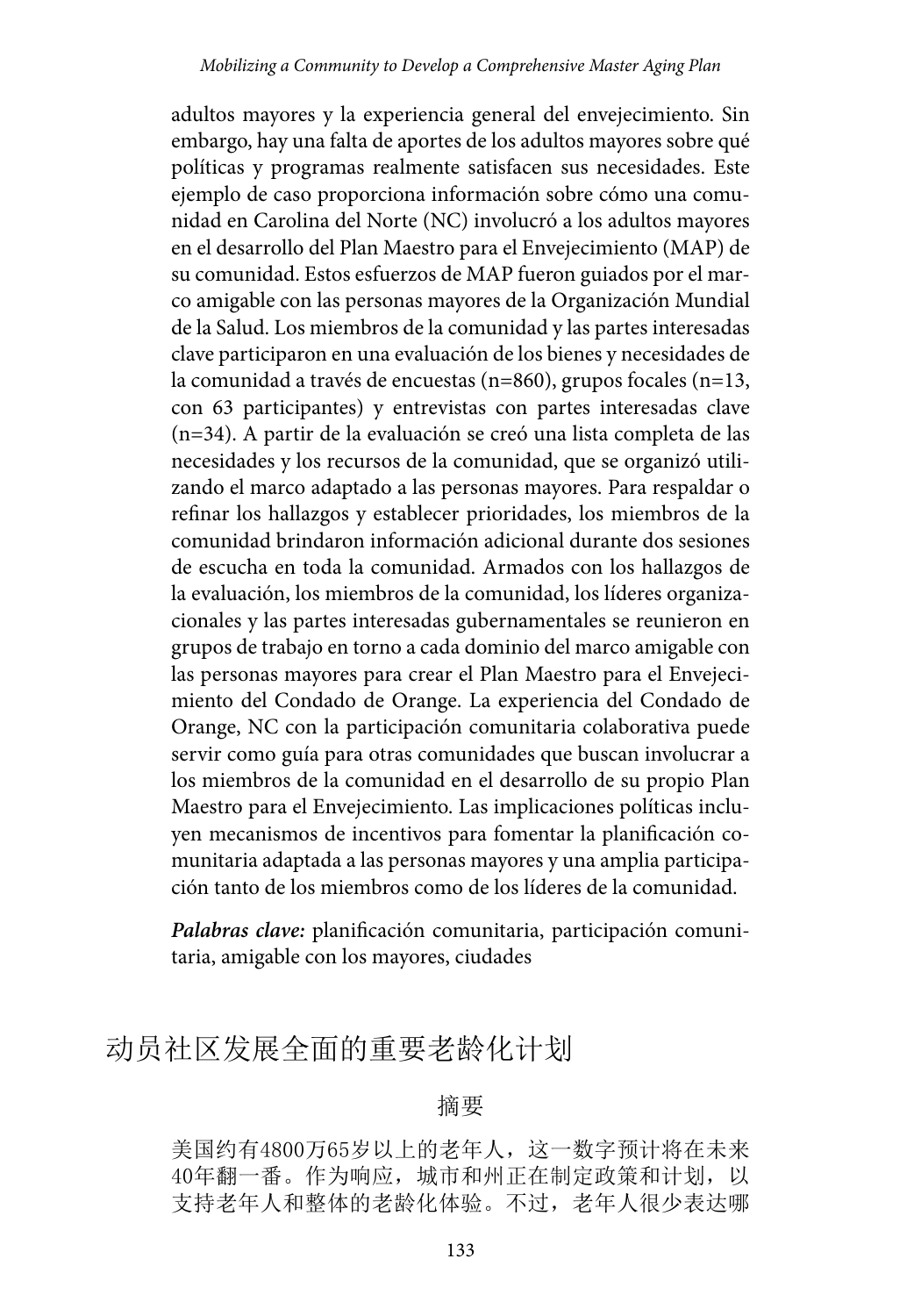adultos mayores y la experiencia general del envejecimiento. Sin embargo, hay una falta de aportes de los adultos mayores sobre qué políticas y programas realmente satisfacen sus necesidades. Este ejemplo de caso proporciona información sobre cómo una comunidad en Carolina del Norte (NC) involucró a los adultos mayores en el desarrollo del Plan Maestro para el Envejecimiento (MAP) de su comunidad. Estos esfuerzos de MAP fueron guiados por el marco amigable con las personas mayores de la Organización Mundial de la Salud. Los miembros de la comunidad y las partes interesadas clave participaron en una evaluación de los bienes y necesidades de la comunidad a través de encuestas (n=860), grupos focales (n=13, con 63 participantes) y entrevistas con partes interesadas clave (n=34). A partir de la evaluación se creó una lista completa de las necesidades y los recursos de la comunidad, que se organizó utilizando el marco adaptado a las personas mayores. Para respaldar o refinar los hallazgos y establecer prioridades, los miembros de la comunidad brindaron información adicional durante dos sesiones de escucha en toda la comunidad. Armados con los hallazgos de la evaluación, los miembros de la comunidad, los líderes organizacionales y las partes interesadas gubernamentales se reunieron en grupos de trabajo en torno a cada dominio del marco amigable con las personas mayores para crear el Plan Maestro para el Envejecimiento del Condado de Orange. La experiencia del Condado de Orange, NC con la participación comunitaria colaborativa puede servir como guía para otras comunidades que buscan involucrar a los miembros de la comunidad en el desarrollo de su propio Plan Maestro para el Envejecimiento. Las implicaciones políticas incluyen mecanismos de incentivos para fomentar la planificación comunitaria adaptada a las personas mayores y una amplia participación tanto de los miembros como de los líderes de la comunidad.

***Palabras clave:*** planificación comunitaria, participación comunitaria, amigable con los mayores, ciudades

## 动员社区发展全面的重要老龄化计划

### 摘要

美国约有4800万65岁以上的老年人，这一数字预计将在未来40年翻一番。作为响应，城市和州正在制定政策和计划，以支持老年人和整体的老龄化体验。不过，老年人很少表达哪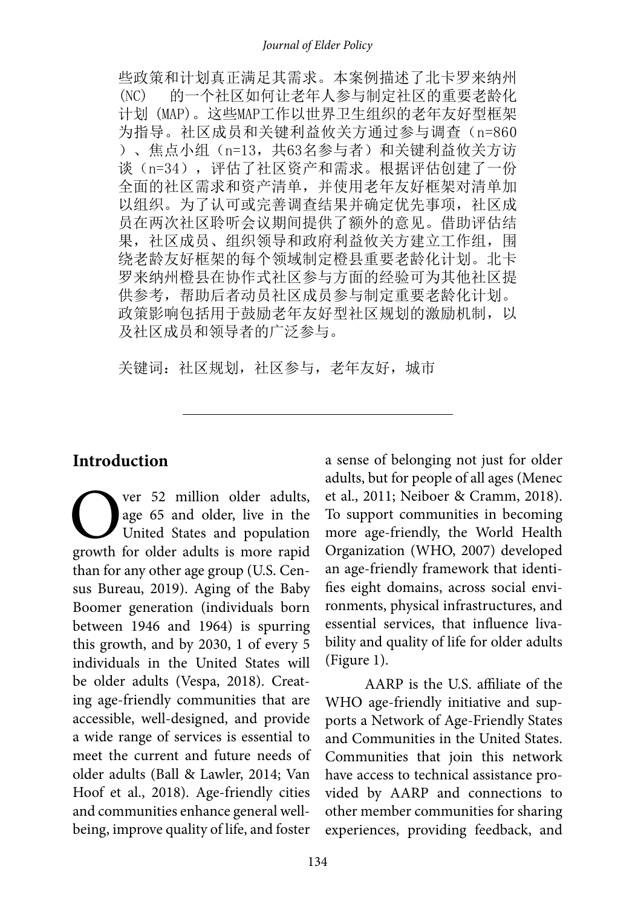些政策和计划真正满足其需求。本案例描述了北卡罗来纳州（NC） 的一个社区如何让老年人参与制定社区的重要老龄化计划（MAP）。这些MAP工作以世界卫生组织的老年友好型框架为指导。社区成员和关键利益攸关方通过参与调查（n=860）、焦点小组（n=13，共63名参与者）和关键利益攸关方访谈（n=34），评估了社区资产和需求。根据评估创建了一份全面的社区需求和资产清单，并使用老年友好框架对清单加以组织。为了认可或完善调查结果并确定优先事项，社区成员在两次社区聆听会议期间提供了额外的意见。借助评估结果，社区成员、组织领导和政府利益攸关方建立工作组，围绕老龄友好框架的每个领域制定橙县重要老龄化计划。北卡罗来纳州橙县在协作式社区参与方面的经验可为其他社区提供参考，帮助后者动员社区成员参与制定重要老龄化计划。政策影响包括用于鼓励老年友好型社区规划的激励机制，以及社区成员和领导者的广泛参与。

关键词：社区规划，社区参与，老年友好，城市

---

## Introduction

Over 52 million older adults, age 65 and older, live in the United States and population growth for older adults is more rapid than for any other age group (U.S. Census Bureau, 2019). Aging of the Baby Boomer generation (individuals born between 1946 and 1964) is spurring this growth, and by 2030, 1 of every 5 individuals in the United States will be older adults (Vespa, 2018). Creating age-friendly communities that are accessible, well-designed, and provide a wide range of services is essential to meet the current and future needs of older adults (Ball & Lawler, 2014; Van Hoof et al., 2018). Age-friendly cities and communities enhance general well-being, improve quality of life, and foster a sense of belonging not just for older adults, but for people of all ages (Menec et al., 2011; Neiboer & Cramm, 2018). To support communities in becoming more age-friendly, the World Health Organization (WHO, 2007) developed an age-friendly framework that identifies eight domains, across social environments, physical infrastructures, and essential services, that influence livability and quality of life for older adults (Figure 1).

AARP is the U.S. affiliate of the WHO age-friendly initiative and supports a Network of Age-Friendly States and Communities in the United States. Communities that join this network have access to technical assistance provided by AARP and connections to other member communities for sharing experiences, providing feedback, and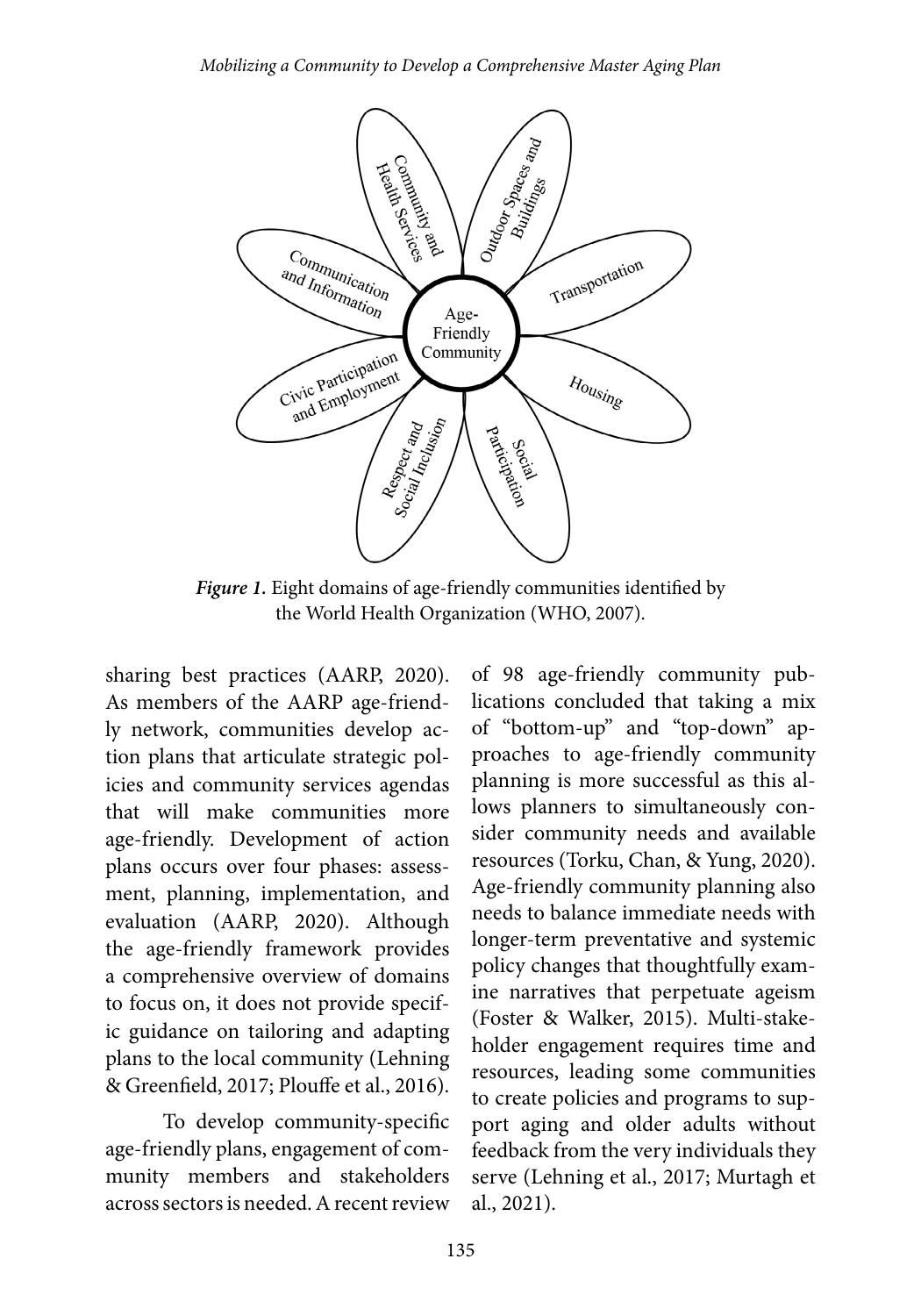Community and Health Services

Outdoor Spaces and Buildings

Communication and Information

Transportation

Age-Friendly Community

Civic Participation and Employment

Housing

Respect and Social Inclusion

Social Participation

***Figure 1.*** Eight domains of age-friendly communities identified by the World Health Organization (WHO, 2007).

sharing best practices (AARP, 2020). As members of the AARP age-friendly network, communities develop action plans that articulate strategic policies and community services agendas that will make communities more age-friendly. Development of action plans occurs over four phases: assessment, planning, implementation, and evaluation (AARP, 2020). Although the age-friendly framework provides a comprehensive overview of domains to focus on, it does not provide specific guidance on tailoring and adapting plans to the local community (Lehning & Greenfield, 2017; Plouffe et al., 2016).

To develop community-specific age-friendly plans, engagement of community members and stakeholders across sectors is needed. A recent review of 98 age-friendly community publications concluded that taking a mix of "bottom-up" and "top-down" approaches to age-friendly community planning is more successful as this allows planners to simultaneously consider community needs and available resources (Torku, Chan, & Yung, 2020). Age-friendly community planning also needs to balance immediate needs with longer-term preventative and systemic policy changes that thoughtfully examine narratives that perpetuate ageism (Foster & Walker, 2015). Multi-stakeholder engagement requires time and resources, leading some communities to create policies and programs to support aging and older adults without feedback from the very individuals they serve (Lehning et al., 2017; Murtagh et al., 2021).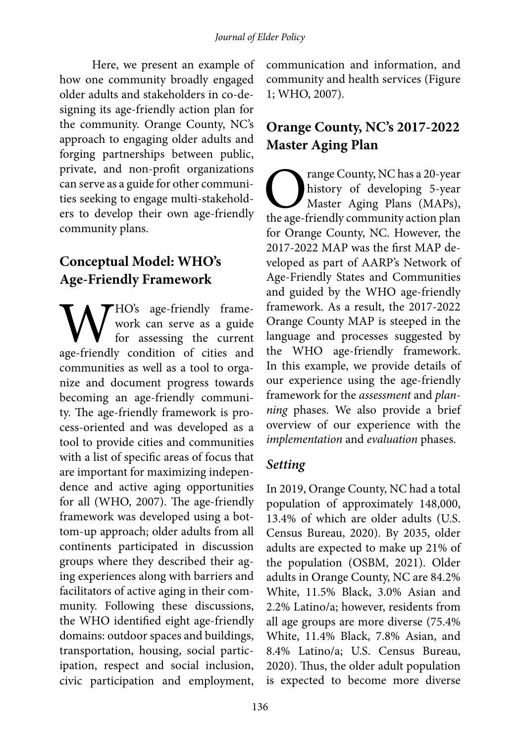Here, we present an example of how one community broadly engaged older adults and stakeholders in co-designing its age-friendly action plan for the community. Orange County, NC's approach to engaging older adults and forging partnerships between public, private, and non-profit organizations can serve as a guide for other communities seeking to engage multi-stakeholders to develop their own age-friendly community plans.

## Conceptual Model: WHO's Age-Friendly Framework

WHO's age-friendly framework can serve as a guide for assessing the current age-friendly condition of cities and communities as well as a tool to organize and document progress towards becoming an age-friendly community. The age-friendly framework is process-oriented and was developed as a tool to provide cities and communities with a list of specific areas of focus that are important for maximizing independence and active aging opportunities for all (WHO, 2007). The age-friendly framework was developed using a bottom-up approach; older adults from all continents participated in discussion groups where they described their aging experiences along with barriers and facilitators of active aging in their community. Following these discussions, the WHO identified eight age-friendly domains: outdoor spaces and buildings, transportation, housing, social participation, respect and social inclusion, civic participation and employment, communication and information, and community and health services (Figure 1; WHO, 2007).

## Orange County, NC's 2017-2022 Master Aging Plan

Orange County, NC has a 20-year history of developing 5-year Master Aging Plans (MAPs), the age-friendly community action plan for Orange County, NC. However, the 2017-2022 MAP was the first MAP developed as part of AARP's Network of Age-Friendly States and Communities and guided by the WHO age-friendly framework. As a result, the 2017-2022 Orange County MAP is steeped in the language and processes suggested by the WHO age-friendly framework. In this example, we provide details of our experience using the age-friendly framework for the *assessment* and *planning* phases. We also provide a brief overview of our experience with the *implementation* and *evaluation* phases.

### *Setting*

In 2019, Orange County, NC had a total population of approximately 148,000, 13.4% of which are older adults (U.S. Census Bureau, 2020). By 2035, older adults are expected to make up 21% of the population (OSBM, 2021). Older adults in Orange County, NC are 84.2% White, 11.5% Black, 3.0% Asian and 2.2% Latino/a; however, residents from all age groups are more diverse (75.4% White, 11.4% Black, 7.8% Asian, and 8.4% Latino/a; U.S. Census Bureau, 2020). Thus, the older adult population is expected to become more diverse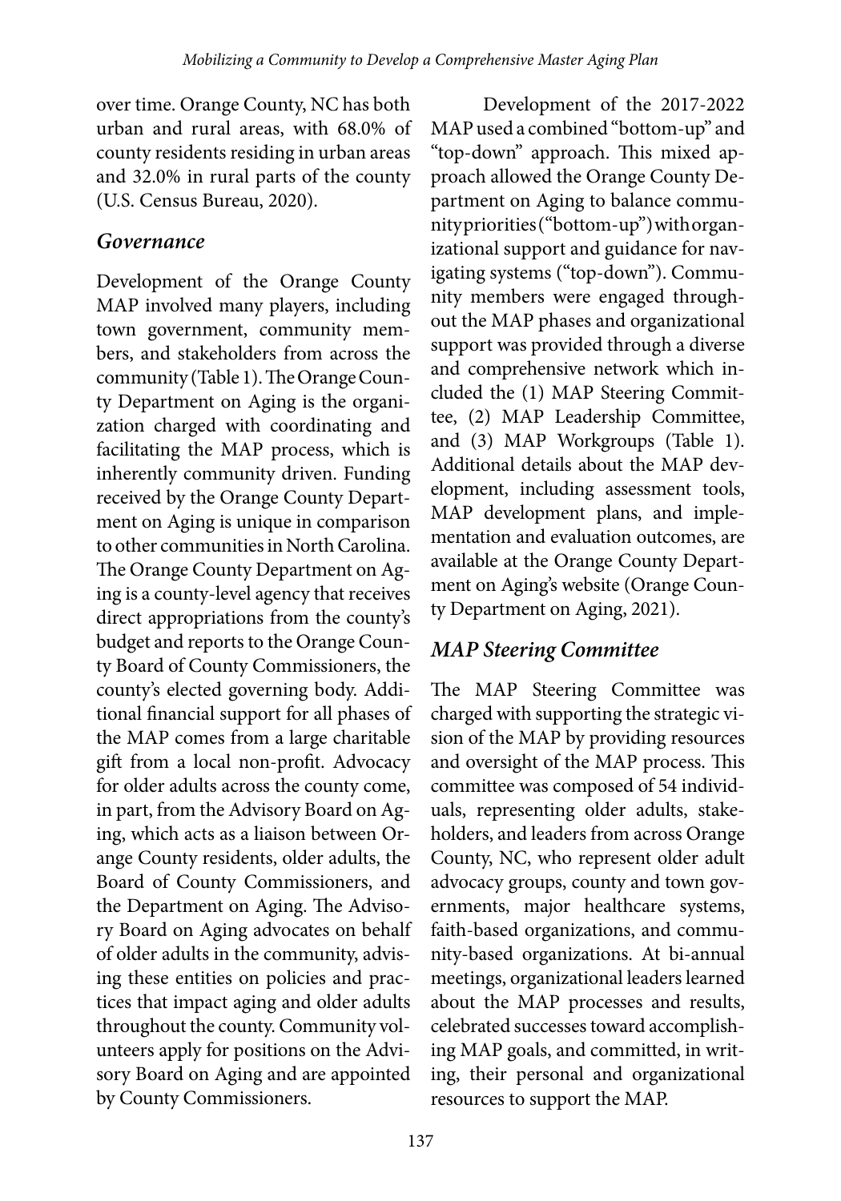over time. Orange County, NC has both urban and rural areas, with 68.0% of county residents residing in urban areas and 32.0% in rural parts of the county (U.S. Census Bureau, 2020).

### *Governance*

Development of the Orange County MAP involved many players, including town government, community members, and stakeholders from across the community (Table 1). The Orange County Department on Aging is the organization charged with coordinating and facilitating the MAP process, which is inherently community driven. Funding received by the Orange County Department on Aging is unique in comparison to other communities in North Carolina. The Orange County Department on Aging is a county-level agency that receives direct appropriations from the county's budget and reports to the Orange County Board of County Commissioners, the county's elected governing body. Additional financial support for all phases of the MAP comes from a large charitable gift from a local non-profit. Advocacy for older adults across the county come, in part, from the Advisory Board on Aging, which acts as a liaison between Orange County residents, older adults, the Board of County Commissioners, and the Department on Aging. The Advisory Board on Aging advocates on behalf of older adults in the community, advising these entities on policies and practices that impact aging and older adults throughout the county. Community volunteers apply for positions on the Advisory Board on Aging and are appointed by County Commissioners.

Development of the 2017-2022 MAP used a combined "bottom-up" and "top-down" approach. This mixed approach allowed the Orange County Department on Aging to balance community priorities ("bottom-up") with organizational support and guidance for navigating systems ("top-down"). Community members were engaged throughout the MAP phases and organizational support was provided through a diverse and comprehensive network which included the (1) MAP Steering Committee, (2) MAP Leadership Committee, and (3) MAP Workgroups (Table 1). Additional details about the MAP development, including assessment tools, MAP development plans, and implementation and evaluation outcomes, are available at the Orange County Department on Aging's website (Orange County Department on Aging, 2021).

### *MAP Steering Committee*

The MAP Steering Committee was charged with supporting the strategic vision of the MAP by providing resources and oversight of the MAP process. This committee was composed of 54 individuals, representing older adults, stakeholders, and leaders from across Orange County, NC, who represent older adult advocacy groups, county and town governments, major healthcare systems, faith-based organizations, and community-based organizations. At bi-annual meetings, organizational leaders learned about the MAP processes and results, celebrated successes toward accomplishing MAP goals, and committed, in writing, their personal and organizational resources to support the MAP.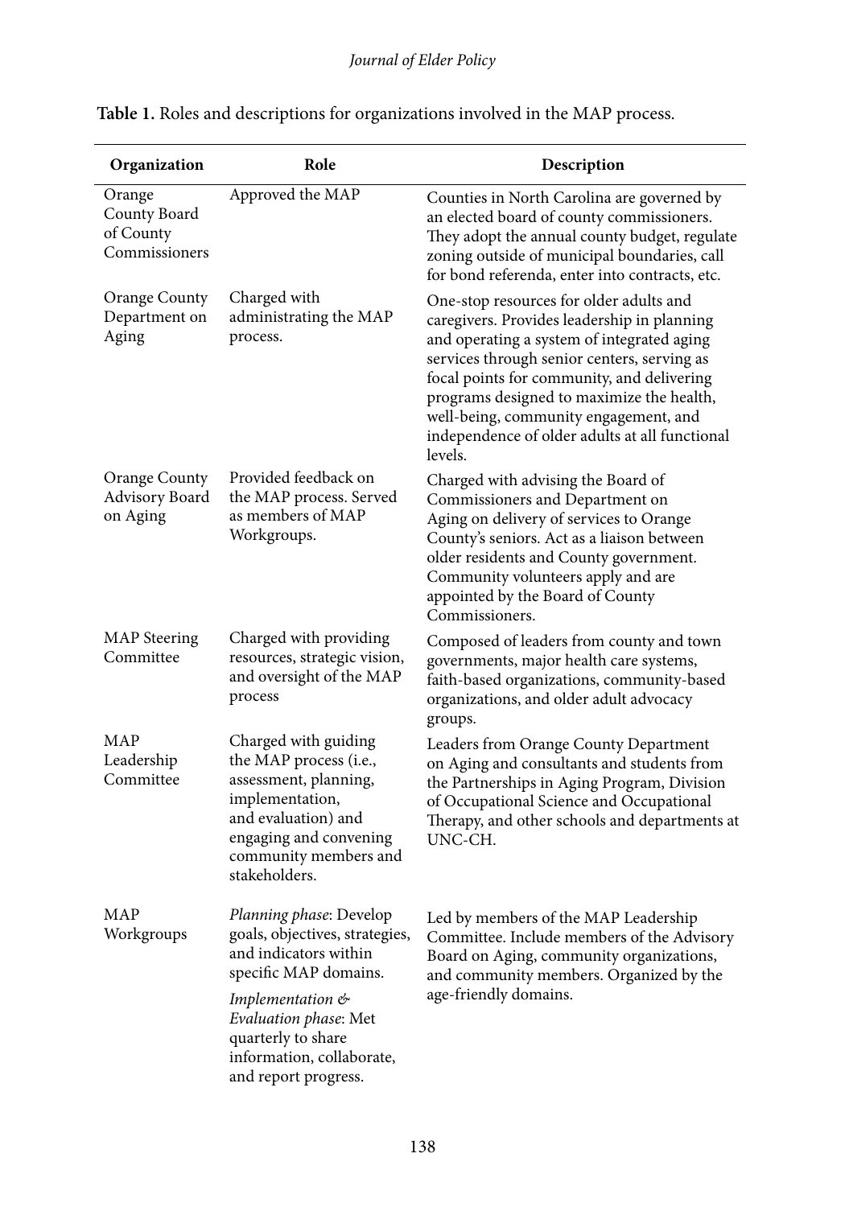**Table 1.** Roles and descriptions for organizations involved in the MAP process.

| Organization | Role | Description |
|---|---|---|
| Orange County Board of County Commissioners | Approved the MAP | Counties in North Carolina are governed by an elected board of county commissioners. They adopt the annual county budget, regulate zoning outside of municipal boundaries, call for bond referenda, enter into contracts, etc. |
| Orange County Department on Aging | Charged with administrating the MAP process. | One-stop resources for older adults and caregivers. Provides leadership in planning and operating a system of integrated aging services through senior centers, serving as focal points for community, and delivering programs designed to maximize the health, well-being, community engagement, and independence of older adults at all functional levels. |
| Orange County Advisory Board on Aging | Provided feedback on the MAP process. Served as members of MAP Workgroups. | Charged with advising the Board of Commissioners and Department on Aging on delivery of services to Orange County's seniors. Act as a liaison between older residents and County government. Community volunteers apply and are appointed by the Board of County Commissioners. |
| MAP Steering Committee | Charged with providing resources, strategic vision, and oversight of the MAP process | Composed of leaders from county and town governments, major health care systems, faith-based organizations, community-based organizations, and older adult advocacy groups. |
| MAP Leadership Committee | Charged with guiding the MAP process (i.e., assessment, planning, implementation, and evaluation) and engaging and convening community members and stakeholders. | Leaders from Orange County Department on Aging and consultants and students from the Partnerships in Aging Program, Division of Occupational Science and Occupational Therapy, and other schools and departments at UNC-CH. |
| MAP Workgroups | *Planning phase*: Develop goals, objectives, strategies, and indicators within specific MAP domains. *Implementation & Evaluation phase*: Met quarterly to share information, collaborate, and report progress. | Led by members of the MAP Leadership Committee. Include members of the Advisory Board on Aging, community organizations, and community members. Organized by the age-friendly domains. |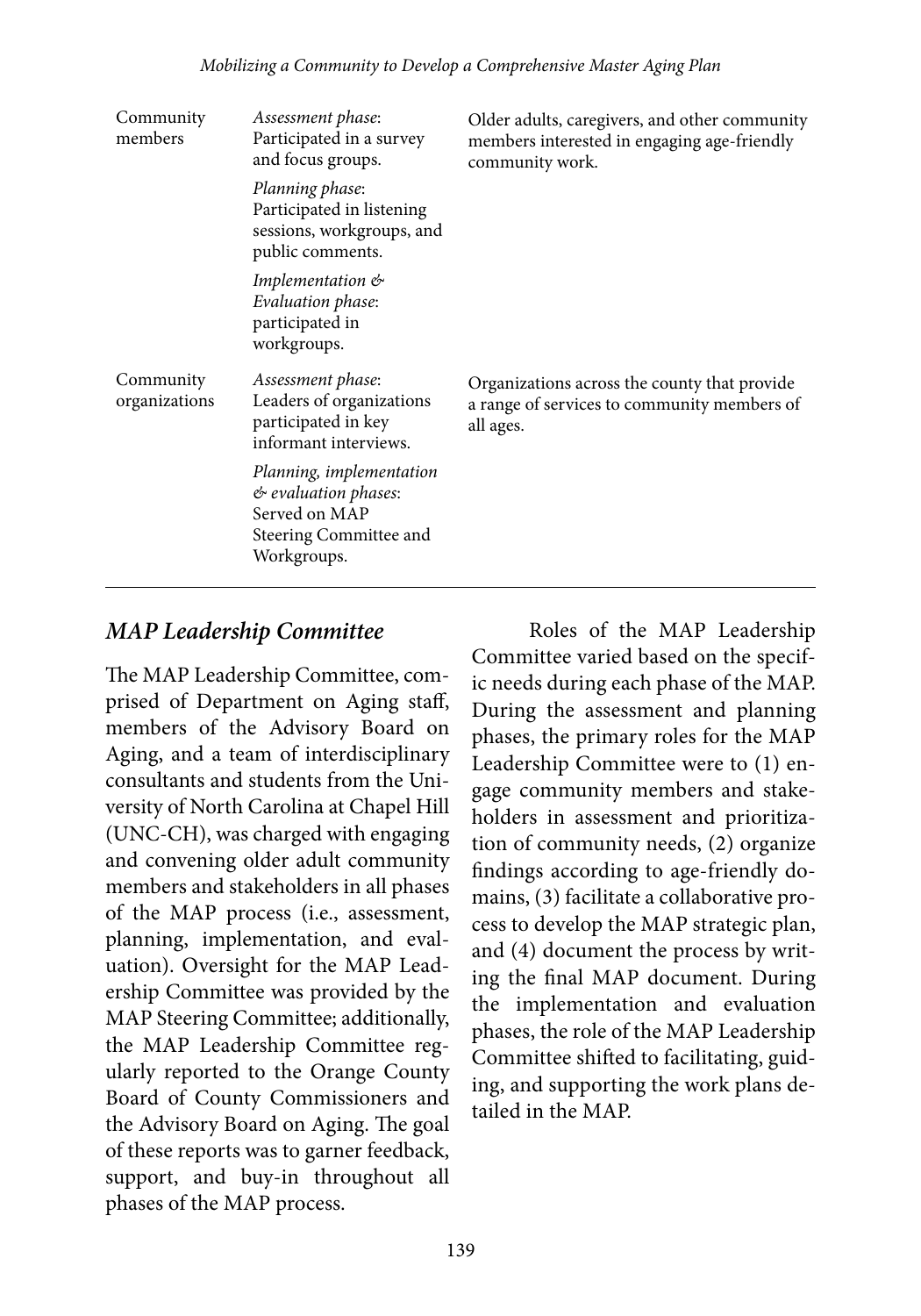| | | |
|---|---|---|
| Community members | *Assessment phase*: Participated in a survey and focus groups.<br>*Planning phase*: Participated in listening sessions, workgroups, and public comments.<br>*Implementation & Evaluation phase*: participated in workgroups. | Older adults, caregivers, and other community members interested in engaging age-friendly community work. |
| Community organizations | *Assessment phase*: Leaders of organizations participated in key informant interviews.<br>*Planning, implementation & evaluation phases*: Served on MAP Steering Committee and Workgroups. | Organizations across the county that provide a range of services to community members of all ages. |

### *MAP Leadership Committee*

The MAP Leadership Committee, comprised of Department on Aging staff, members of the Advisory Board on Aging, and a team of interdisciplinary consultants and students from the University of North Carolina at Chapel Hill (UNC-CH), was charged with engaging and convening older adult community members and stakeholders in all phases of the MAP process (i.e., assessment, planning, implementation, and evaluation). Oversight for the MAP Leadership Committee was provided by the MAP Steering Committee; additionally, the MAP Leadership Committee regularly reported to the Orange County Board of County Commissioners and the Advisory Board on Aging. The goal of these reports was to garner feedback, support, and buy-in throughout all phases of the MAP process.

Roles of the MAP Leadership Committee varied based on the specific needs during each phase of the MAP. During the assessment and planning phases, the primary roles for the MAP Leadership Committee were to (1) engage community members and stakeholders in assessment and prioritization of community needs, (2) organize findings according to age-friendly domains, (3) facilitate a collaborative process to develop the MAP strategic plan, and (4) document the process by writing the final MAP document. During the implementation and evaluation phases, the role of the MAP Leadership Committee shifted to facilitating, guiding, and supporting the work plans detailed in the MAP.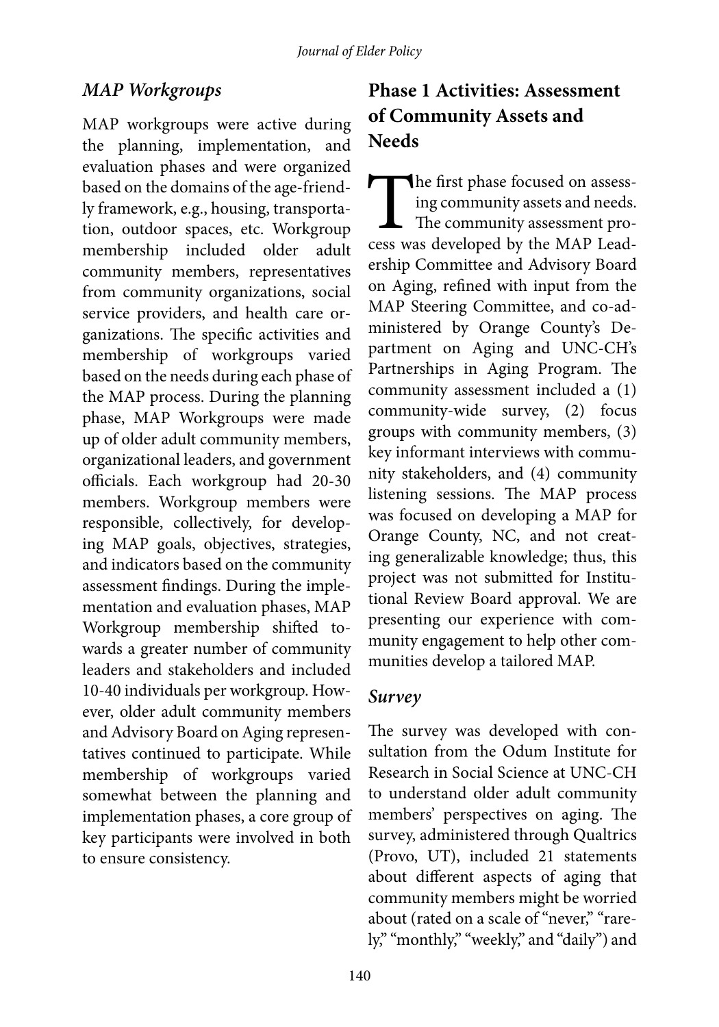### *MAP Workgroups*

MAP workgroups were active during the planning, implementation, and evaluation phases and were organized based on the domains of the age-friendly framework, e.g., housing, transportation, outdoor spaces, etc. Workgroup membership included older adult community members, representatives from community organizations, social service providers, and health care organizations. The specific activities and membership of workgroups varied based on the needs during each phase of the MAP process. During the planning phase, MAP Workgroups were made up of older adult community members, organizational leaders, and government officials. Each workgroup had 20-30 members. Workgroup members were responsible, collectively, for developing MAP goals, objectives, strategies, and indicators based on the community assessment findings. During the implementation and evaluation phases, MAP Workgroup membership shifted towards a greater number of community leaders and stakeholders and included 10-40 individuals per workgroup. However, older adult community members and Advisory Board on Aging representatives continued to participate. While membership of workgroups varied somewhat between the planning and implementation phases, a core group of key participants were involved in both to ensure consistency.

## Phase 1 Activities: Assessment of Community Assets and Needs

The first phase focused on assessing community assets and needs. The community assessment process was developed by the MAP Leadership Committee and Advisory Board on Aging, refined with input from the MAP Steering Committee, and co-administered by Orange County's Department on Aging and UNC-CH's Partnerships in Aging Program. The community assessment included a (1) community-wide survey, (2) focus groups with community members, (3) key informant interviews with community stakeholders, and (4) community listening sessions. The MAP process was focused on developing a MAP for Orange County, NC, and not creating generalizable knowledge; thus, this project was not submitted for Institutional Review Board approval. We are presenting our experience with community engagement to help other communities develop a tailored MAP.

### *Survey*

The survey was developed with consultation from the Odum Institute for Research in Social Science at UNC-CH to understand older adult community members' perspectives on aging. The survey, administered through Qualtrics (Provo, UT), included 21 statements about different aspects of aging that community members might be worried about (rated on a scale of "never," "rarely," "monthly," "weekly," and "daily") and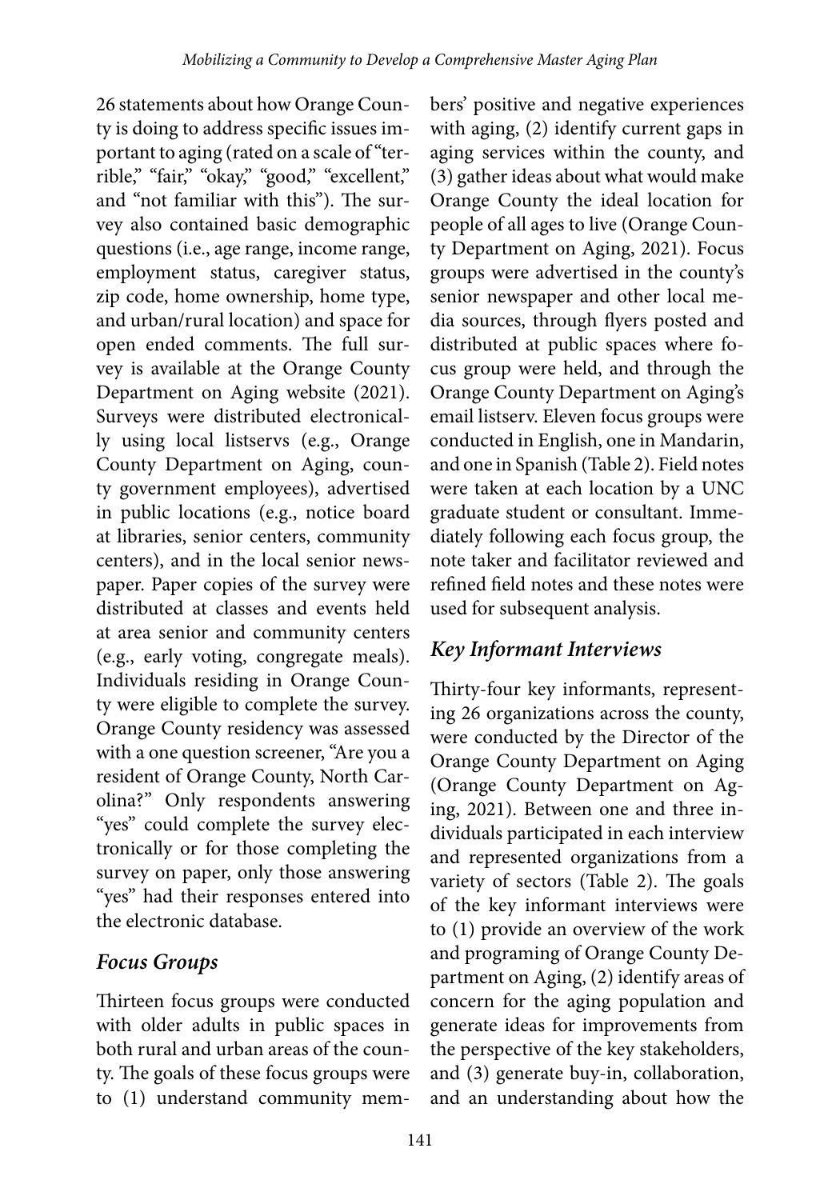26 statements about how Orange County is doing to address specific issues important to aging (rated on a scale of "terrible," "fair," "okay," "good," "excellent," and "not familiar with this"). The survey also contained basic demographic questions (i.e., age range, income range, employment status, caregiver status, zip code, home ownership, home type, and urban/rural location) and space for open ended comments. The full survey is available at the Orange County Department on Aging website (2021). Surveys were distributed electronically using local listservs (e.g., Orange County Department on Aging, county government employees), advertised in public locations (e.g., notice board at libraries, senior centers, community centers), and in the local senior newspaper. Paper copies of the survey were distributed at classes and events held at area senior and community centers (e.g., early voting, congregate meals). Individuals residing in Orange County were eligible to complete the survey. Orange County residency was assessed with a one question screener, "Are you a resident of Orange County, North Carolina?" Only respondents answering "yes" could complete the survey electronically or for those completing the survey on paper, only those answering "yes" had their responses entered into the electronic database.

### *Focus Groups*

Thirteen focus groups were conducted with older adults in public spaces in both rural and urban areas of the county. The goals of these focus groups were to (1) understand community members' positive and negative experiences with aging, (2) identify current gaps in aging services within the county, and (3) gather ideas about what would make Orange County the ideal location for people of all ages to live (Orange County Department on Aging, 2021). Focus groups were advertised in the county's senior newspaper and other local media sources, through flyers posted and distributed at public spaces where focus group were held, and through the Orange County Department on Aging's email listserv. Eleven focus groups were conducted in English, one in Mandarin, and one in Spanish (Table 2). Field notes were taken at each location by a UNC graduate student or consultant. Immediately following each focus group, the note taker and facilitator reviewed and refined field notes and these notes were used for subsequent analysis.

### *Key Informant Interviews*

Thirty-four key informants, representing 26 organizations across the county, were conducted by the Director of the Orange County Department on Aging (Orange County Department on Aging, 2021). Between one and three individuals participated in each interview and represented organizations from a variety of sectors (Table 2). The goals of the key informant interviews were to (1) provide an overview of the work and programing of Orange County Department on Aging, (2) identify areas of concern for the aging population and generate ideas for improvements from the perspective of the key stakeholders, and (3) generate buy-in, collaboration, and an understanding about how the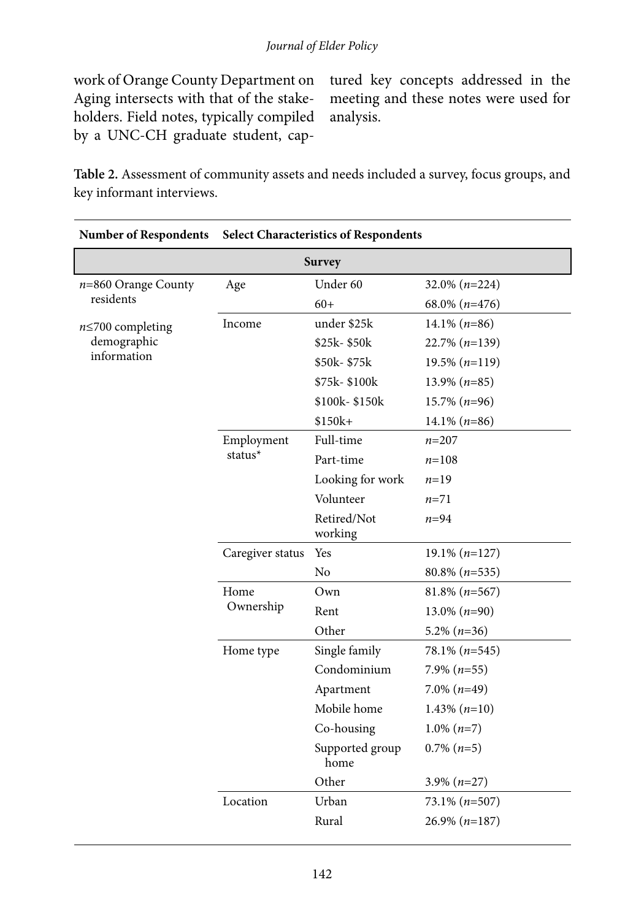work of Orange County Department on Aging intersects with that of the stakeholders. Field notes, typically compiled by a UNC-CH graduate student, captured key concepts addressed in the meeting and these notes were used for analysis.

**Table 2.** Assessment of community assets and needs included a survey, focus groups, and key informant interviews.

| Number of Respondents | Select Characteristics of Respondents | | |
|---|---|---|---|
| **Survey** | | | |
| *n*=860 Orange County residents | Age | Under 60 | 32.0% (*n*=224) |
| | | 60+ | 68.0% (*n*=476) |
| *n*≤700 completing demographic information | Income | under $25k | 14.1% (*n*=86) |
| | | $25k- $50k | 22.7% (*n*=139) |
| | | $50k- $75k | 19.5% (*n*=119) |
| | | $75k- $100k | 13.9% (*n*=85) |
| | | $100k- $150k | 15.7% (*n*=96) |
| | | $150k+ | 14.1% (*n*=86) |
| | Employment status* | Full-time | *n*=207 |
| | | Part-time | *n*=108 |
| | | Looking for work | *n*=19 |
| | | Volunteer | *n*=71 |
| | | Retired/Not working | *n*=94 |
| | Caregiver status | Yes | 19.1% (*n*=127) |
| | | No | 80.8% (*n*=535) |
| | Home Ownership | Own | 81.8% (*n*=567) |
| | | Rent | 13.0% (*n*=90) |
| | | Other | 5.2% (*n*=36) |
| | Home type | Single family | 78.1% (*n*=545) |
| | | Condominium | 7.9% (*n*=55) |
| | | Apartment | 7.0% (*n*=49) |
| | | Mobile home | 1.43% (*n*=10) |
| | | Co-housing | 1.0% (*n*=7) |
| | | Supported group home | 0.7% (*n*=5) |
| | | Other | 3.9% (*n*=27) |
| | Location | Urban | 73.1% (*n*=507) |
| | | Rural | 26.9% (*n*=187) |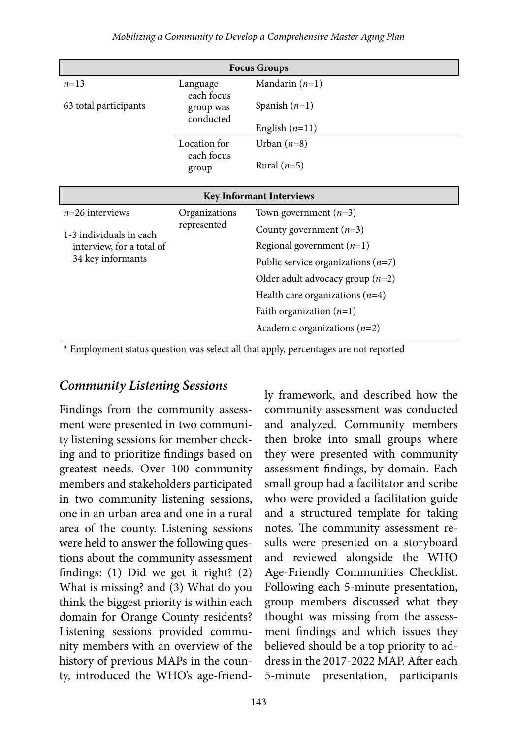| Focus Groups | | |
|---|---|---|
| $n$=13 | Language each focus group was conducted | Mandarin ($n$=1) |
| 63 total participants | | Spanish ($n$=1) |
| | | English ($n$=11) |
| | Location for each focus group | Urban ($n$=8) |
| | | Rural ($n$=5) |

| Key Informant Interviews | | |
|---|---|---|
| $n$=26 interviews | Organizations represented | Town government ($n$=3) |
| 1-3 individuals in each interview, for a total of 34 key informants | | County government ($n$=3) |
| | | Regional government ($n$=1) |
| | | Public service organizations ($n$=7) |
| | | Older adult advocacy group ($n$=2) |
| | | Health care organizations ($n$=4) |
| | | Faith organization ($n$=1) |
| | | Academic organizations ($n$=2) |

* Employment status question was select all that apply, percentages are not reported

### *Community Listening Sessions*

Findings from the community assessment were presented in two community listening sessions for member checking and to prioritize findings based on greatest needs. Over 100 community members and stakeholders participated in two community listening sessions, one in an urban area and one in a rural area of the county. Listening sessions were held to answer the following questions about the community assessment findings: (1) Did we get it right? (2) What is missing? and (3) What do you think the biggest priority is within each domain for Orange County residents? Listening sessions provided community members with an overview of the history of previous MAPs in the county, introduced the WHO's age-friendly framework, and described how the community assessment was conducted and analyzed. Community members then broke into small groups where they were presented with community assessment findings, by domain. Each small group had a facilitator and scribe who were provided a facilitation guide and a structured template for taking notes. The community assessment results were presented on a storyboard and reviewed alongside the WHO Age-Friendly Communities Checklist. Following each 5-minute presentation, group members discussed what they thought was missing from the assessment findings and which issues they believed should be a top priority to address in the 2017-2022 MAP. After each 5-minute presentation, participants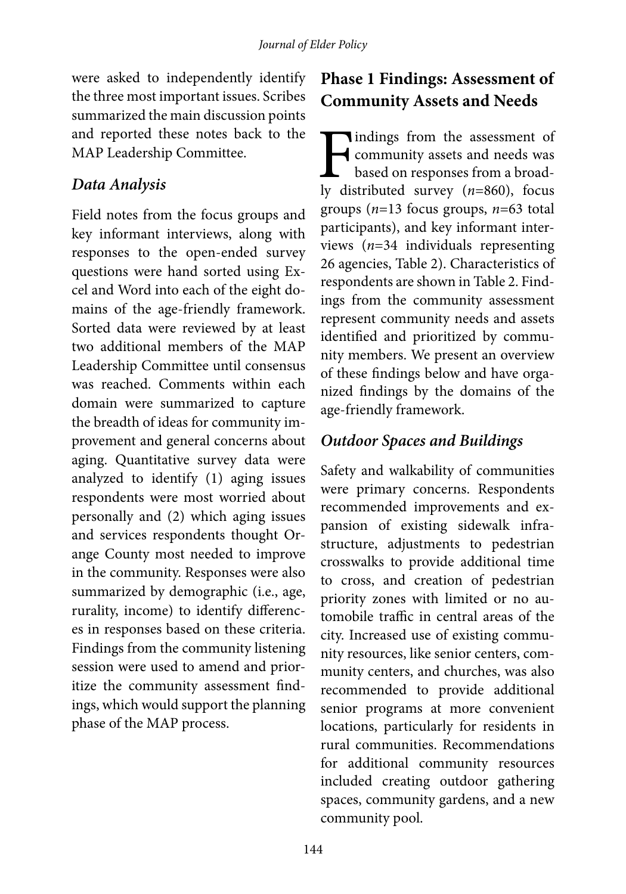were asked to independently identify the three most important issues. Scribes summarized the main discussion points and reported these notes back to the MAP Leadership Committee.

### *Data Analysis*

Field notes from the focus groups and key informant interviews, along with responses to the open-ended survey questions were hand sorted using Excel and Word into each of the eight domains of the age-friendly framework. Sorted data were reviewed by at least two additional members of the MAP Leadership Committee until consensus was reached. Comments within each domain were summarized to capture the breadth of ideas for community improvement and general concerns about aging. Quantitative survey data were analyzed to identify (1) aging issues respondents were most worried about personally and (2) which aging issues and services respondents thought Orange County most needed to improve in the community. Responses were also summarized by demographic (i.e., age, rurality, income) to identify differences in responses based on these criteria. Findings from the community listening session were used to amend and prioritize the community assessment findings, which would support the planning phase of the MAP process.

## Phase 1 Findings: Assessment of Community Assets and Needs

Findings from the assessment of community assets and needs was based on responses from a broadly distributed survey (*n*=860), focus groups (*n*=13 focus groups, *n*=63 total participants), and key informant interviews (*n*=34 individuals representing 26 agencies, Table 2). Characteristics of respondents are shown in Table 2. Findings from the community assessment represent community needs and assets identified and prioritized by community members. We present an overview of these findings below and have organized findings by the domains of the age-friendly framework.

### *Outdoor Spaces and Buildings*

Safety and walkability of communities were primary concerns. Respondents recommended improvements and expansion of existing sidewalk infrastructure, adjustments to pedestrian crosswalks to provide additional time to cross, and creation of pedestrian priority zones with limited or no automobile traffic in central areas of the city. Increased use of existing community resources, like senior centers, community centers, and churches, was also recommended to provide additional senior programs at more convenient locations, particularly for residents in rural communities. Recommendations for additional community resources included creating outdoor gathering spaces, community gardens, and a new community pool.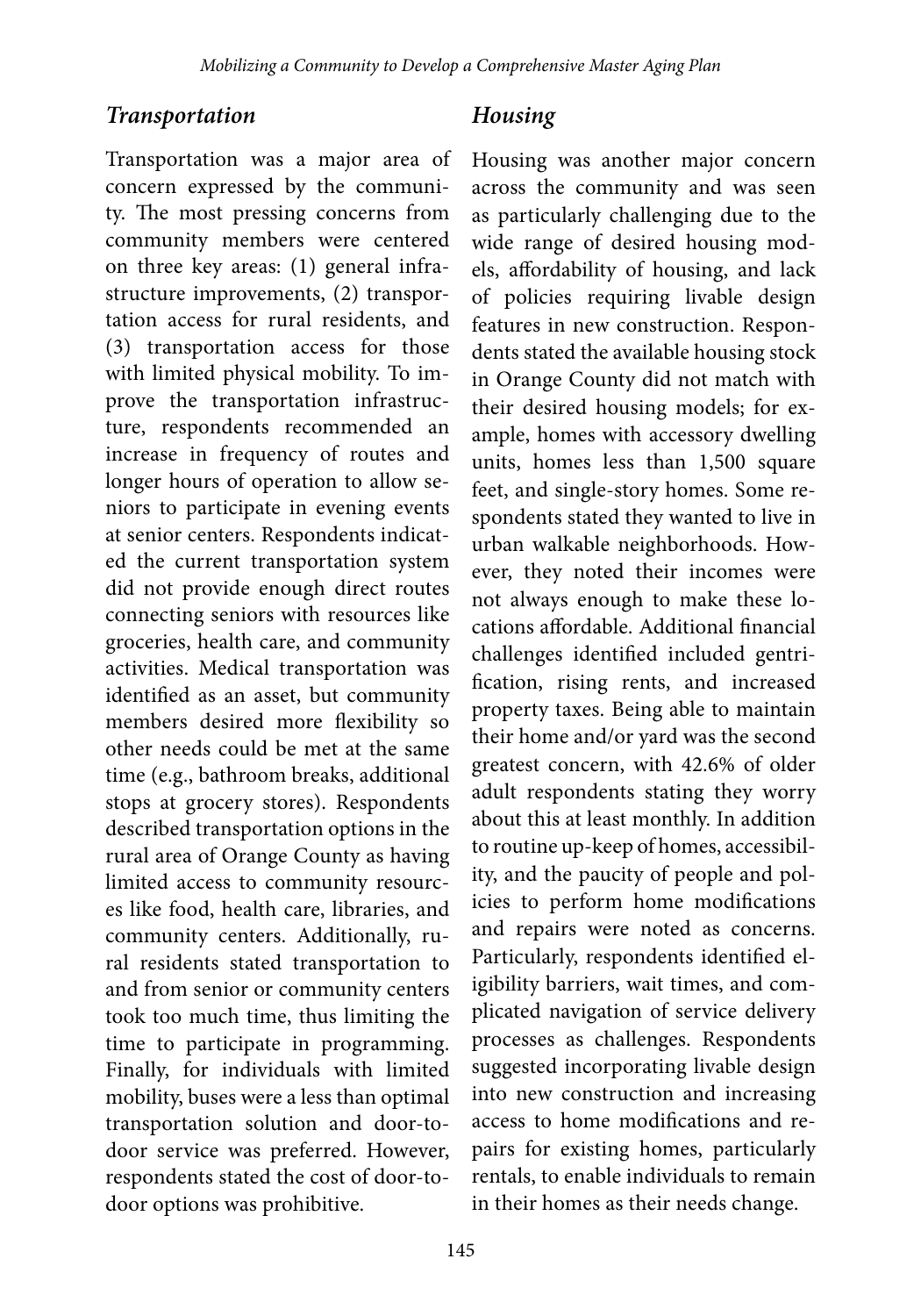### *Transportation*

Transportation was a major area of concern expressed by the community. The most pressing concerns from community members were centered on three key areas: (1) general infrastructure improvements, (2) transportation access for rural residents, and (3) transportation access for those with limited physical mobility. To improve the transportation infrastructure, respondents recommended an increase in frequency of routes and longer hours of operation to allow seniors to participate in evening events at senior centers. Respondents indicated the current transportation system did not provide enough direct routes connecting seniors with resources like groceries, health care, and community activities. Medical transportation was identified as an asset, but community members desired more flexibility so other needs could be met at the same time (e.g., bathroom breaks, additional stops at grocery stores). Respondents described transportation options in the rural area of Orange County as having limited access to community resources like food, health care, libraries, and community centers. Additionally, rural residents stated transportation to and from senior or community centers took too much time, thus limiting the time to participate in programming. Finally, for individuals with limited mobility, buses were a less than optimal transportation solution and door-to-door service was preferred. However, respondents stated the cost of door-to-door options was prohibitive.

### *Housing*

Housing was another major concern across the community and was seen as particularly challenging due to the wide range of desired housing models, affordability of housing, and lack of policies requiring livable design features in new construction. Respondents stated the available housing stock in Orange County did not match with their desired housing models; for example, homes with accessory dwelling units, homes less than 1,500 square feet, and single-story homes. Some respondents stated they wanted to live in urban walkable neighborhoods. However, they noted their incomes were not always enough to make these locations affordable. Additional financial challenges identified included gentrification, rising rents, and increased property taxes. Being able to maintain their home and/or yard was the second greatest concern, with 42.6% of older adult respondents stating they worry about this at least monthly. In addition to routine up-keep of homes, accessibility, and the paucity of people and policies to perform home modifications and repairs were noted as concerns. Particularly, respondents identified eligibility barriers, wait times, and complicated navigation of service delivery processes as challenges. Respondents suggested incorporating livable design into new construction and increasing access to home modifications and repairs for existing homes, particularly rentals, to enable individuals to remain in their homes as their needs change.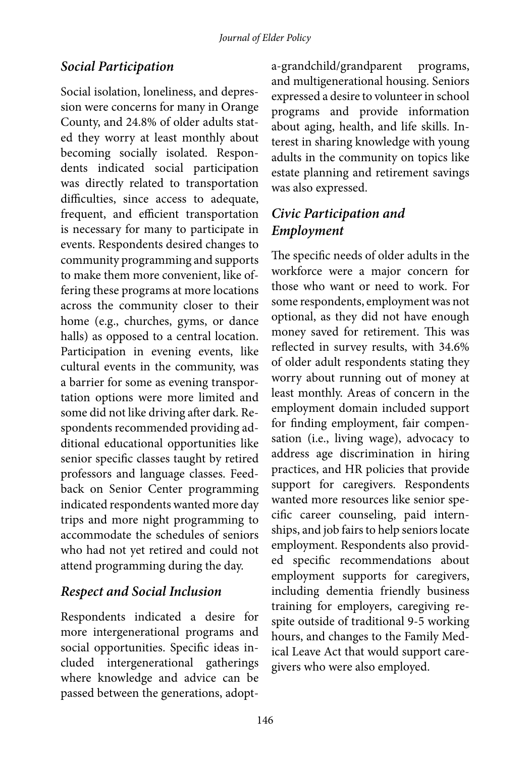### *Social Participation*

Social isolation, loneliness, and depression were concerns for many in Orange County, and 24.8% of older adults stated they worry at least monthly about becoming socially isolated. Respondents indicated social participation was directly related to transportation difficulties, since access to adequate, frequent, and efficient transportation is necessary for many to participate in events. Respondents desired changes to community programming and supports to make them more convenient, like offering these programs at more locations across the community closer to their home (e.g., churches, gyms, or dance halls) as opposed to a central location. Participation in evening events, like cultural events in the community, was a barrier for some as evening transportation options were more limited and some did not like driving after dark. Respondents recommended providing additional educational opportunities like senior specific classes taught by retired professors and language classes. Feedback on Senior Center programming indicated respondents wanted more day trips and more night programming to accommodate the schedules of seniors who had not yet retired and could not attend programming during the day.

### *Respect and Social Inclusion*

Respondents indicated a desire for more intergenerational programs and social opportunities. Specific ideas included intergenerational gatherings where knowledge and advice can be passed between the generations, adopt-a-grandchild/grandparent programs, and multigenerational housing. Seniors expressed a desire to volunteer in school programs and provide information about aging, health, and life skills. Interest in sharing knowledge with young adults in the community on topics like estate planning and retirement savings was also expressed.

### *Civic Participation and Employment*

The specific needs of older adults in the workforce were a major concern for those who want or need to work. For some respondents, employment was not optional, as they did not have enough money saved for retirement. This was reflected in survey results, with 34.6% of older adult respondents stating they worry about running out of money at least monthly. Areas of concern in the employment domain included support for finding employment, fair compensation (i.e., living wage), advocacy to address age discrimination in hiring practices, and HR policies that provide support for caregivers. Respondents wanted more resources like senior specific career counseling, paid internships, and job fairs to help seniors locate employment. Respondents also provided specific recommendations about employment supports for caregivers, including dementia friendly business training for employers, caregiving respite outside of traditional 9-5 working hours, and changes to the Family Medical Leave Act that would support caregivers who were also employed.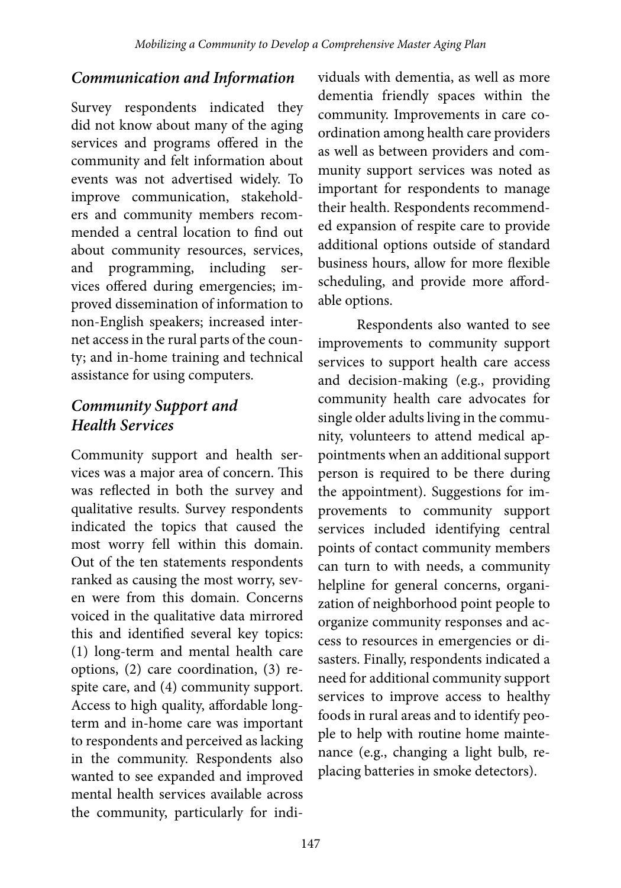### *Communication and Information*

Survey respondents indicated they did not know about many of the aging services and programs offered in the community and felt information about events was not advertised widely. To improve communication, stakeholders and community members recommended a central location to find out about community resources, services, and programming, including services offered during emergencies; improved dissemination of information to non-English speakers; increased internet access in the rural parts of the county; and in-home training and technical assistance for using computers.

### *Community Support and Health Services*

Community support and health services was a major area of concern. This was reflected in both the survey and qualitative results. Survey respondents indicated the topics that caused the most worry fell within this domain. Out of the ten statements respondents ranked as causing the most worry, seven were from this domain. Concerns voiced in the qualitative data mirrored this and identified several key topics: (1) long-term and mental health care options, (2) care coordination, (3) respite care, and (4) community support. Access to high quality, affordable long-term and in-home care was important to respondents and perceived as lacking in the community. Respondents also wanted to see expanded and improved mental health services available across the community, particularly for individuals with dementia, as well as more dementia friendly spaces within the community. Improvements in care coordination among health care providers as well as between providers and community support services was noted as important for respondents to manage their health. Respondents recommended expansion of respite care to provide additional options outside of standard business hours, allow for more flexible scheduling, and provide more affordable options.

Respondents also wanted to see improvements to community support services to support health care access and decision-making (e.g., providing community health care advocates for single older adults living in the community, volunteers to attend medical appointments when an additional support person is required to be there during the appointment). Suggestions for improvements to community support services included identifying central points of contact community members can turn to with needs, a community helpline for general concerns, organization of neighborhood point people to organize community responses and access to resources in emergencies or disasters. Finally, respondents indicated a need for additional community support services to improve access to healthy foods in rural areas and to identify people to help with routine home maintenance (e.g., changing a light bulb, replacing batteries in smoke detectors).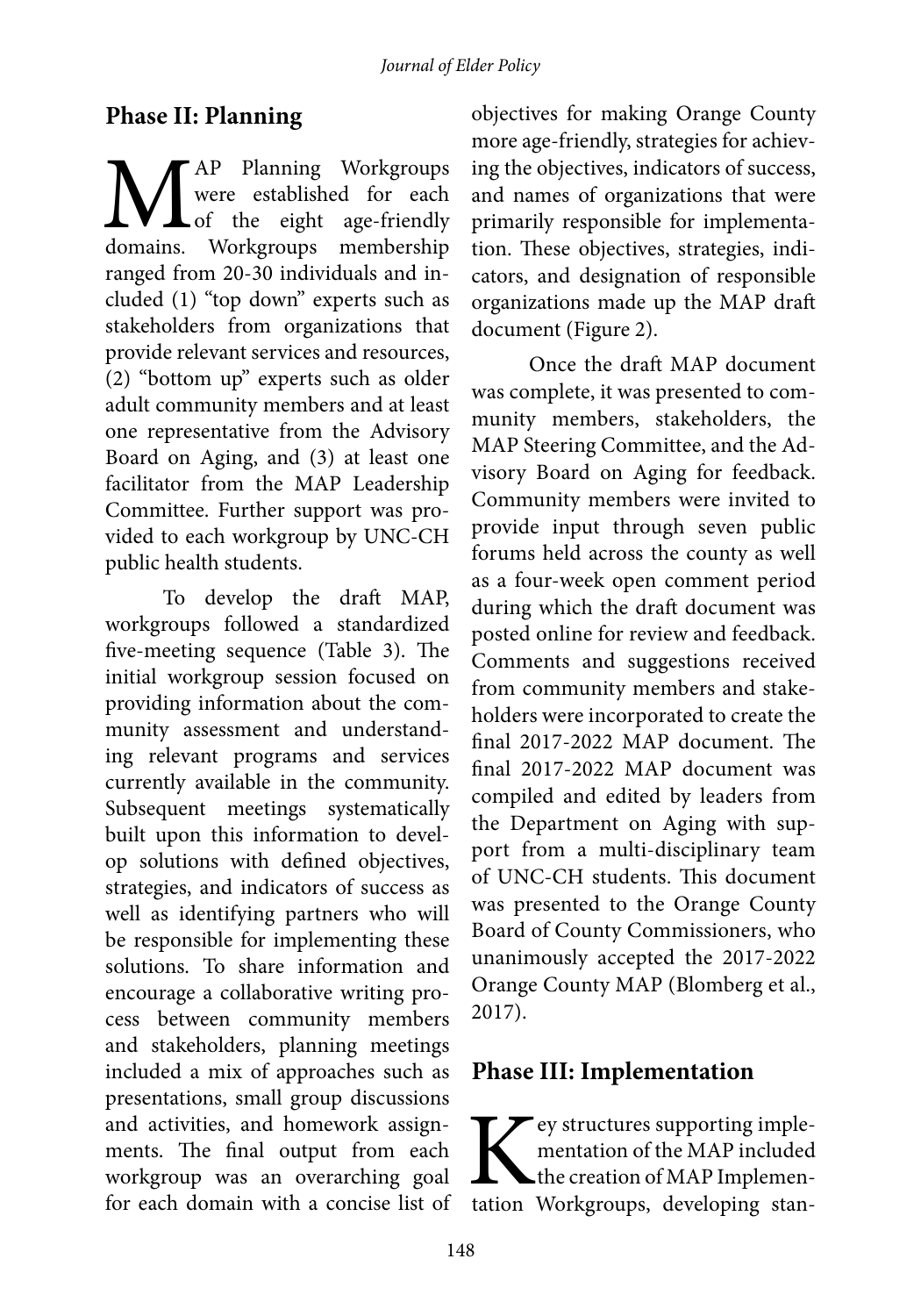## Phase II: Planning

MAP Planning Workgroups were established for each of the eight age-friendly domains. Workgroups membership ranged from 20-30 individuals and included (1) "top down" experts such as stakeholders from organizations that provide relevant services and resources, (2) "bottom up" experts such as older adult community members and at least one representative from the Advisory Board on Aging, and (3) at least one facilitator from the MAP Leadership Committee. Further support was provided to each workgroup by UNC-CH public health students.

To develop the draft MAP, workgroups followed a standardized five-meeting sequence (Table 3). The initial workgroup session focused on providing information about the community assessment and understanding relevant programs and services currently available in the community. Subsequent meetings systematically built upon this information to develop solutions with defined objectives, strategies, and indicators of success as well as identifying partners who will be responsible for implementing these solutions. To share information and encourage a collaborative writing process between community members and stakeholders, planning meetings included a mix of approaches such as presentations, small group discussions and activities, and homework assignments. The final output from each workgroup was an overarching goal for each domain with a concise list of objectives for making Orange County more age-friendly, strategies for achieving the objectives, indicators of success, and names of organizations that were primarily responsible for implementation. These objectives, strategies, indicators, and designation of responsible organizations made up the MAP draft document (Figure 2).

Once the draft MAP document was complete, it was presented to community members, stakeholders, the MAP Steering Committee, and the Advisory Board on Aging for feedback. Community members were invited to provide input through seven public forums held across the county as well as a four-week open comment period during which the draft document was posted online for review and feedback. Comments and suggestions received from community members and stakeholders were incorporated to create the final 2017-2022 MAP document. The final 2017-2022 MAP document was compiled and edited by leaders from the Department on Aging with support from a multi-disciplinary team of UNC-CH students. This document was presented to the Orange County Board of County Commissioners, who unanimously accepted the 2017-2022 Orange County MAP (Blomberg et al., 2017).

## Phase III: Implementation

Key structures supporting implementation of the MAP included the creation of MAP Implementation Workgroups, developing stan-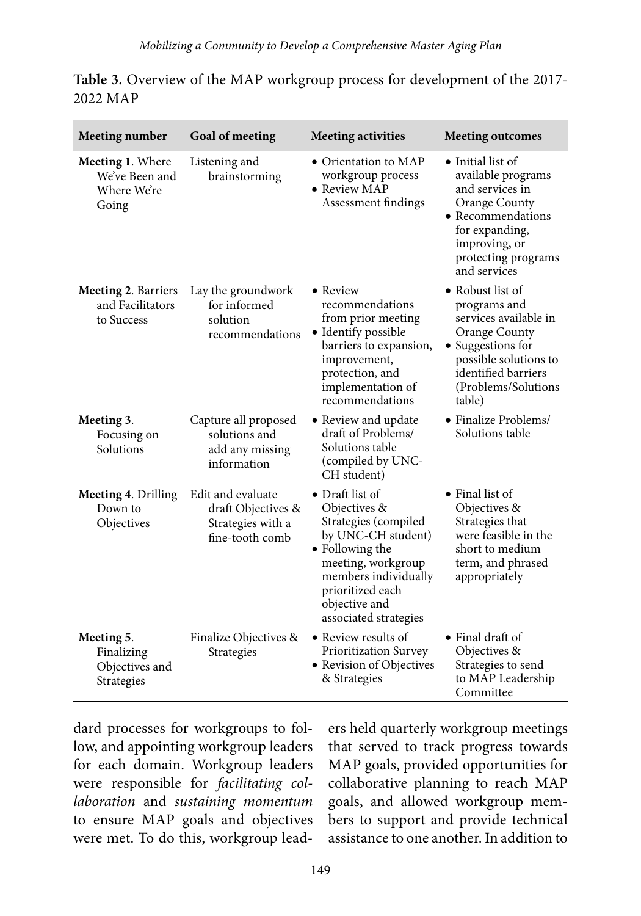**Table 3.** Overview of the MAP workgroup process for development of the 2017-2022 MAP

| Meeting number | Goal of meeting | Meeting activities | Meeting outcomes |
|---|---|---|---|
| **Meeting 1**. Where We've Been and Where We're Going | Listening and brainstorming | • Orientation to MAP workgroup process<br>• Review MAP Assessment findings | • Initial list of available programs and services in Orange County<br>• Recommendations for expanding, improving, or protecting programs and services |
| **Meeting 2**. Barriers and Facilitators to Success | Lay the groundwork for informed solution recommendations | • Review recommendations from prior meeting<br>• Identify possible barriers to expansion, improvement, protection, and implementation of recommendations | • Robust list of programs and services available in Orange County<br>• Suggestions for possible solutions to identified barriers (Problems/Solutions table) |
| **Meeting 3**. Focusing on Solutions | Capture all proposed solutions and add any missing information | • Review and update draft of Problems/ Solutions table (compiled by UNC-CH student) | • Finalize Problems/ Solutions table |
| **Meeting 4**. Drilling Down to Objectives | Edit and evaluate draft Objectives & Strategies with a fine-tooth comb | • Draft list of Objectives & Strategies (compiled by UNC-CH student)<br>• Following the meeting, workgroup members individually prioritized each objective and associated strategies | • Final list of Objectives & Strategies that were feasible in the short to medium term, and phrased appropriately |
| **Meeting 5**. Finalizing Objectives and Strategies | Finalize Objectives & Strategies | • Review results of Prioritization Survey<br>• Revision of Objectives & Strategies | • Final draft of Objectives & Strategies to send to MAP Leadership Committee |

dard processes for workgroups to follow, and appointing workgroup leaders for each domain. Workgroup leaders were responsible for *facilitating collaboration* and *sustaining momentum* to ensure MAP goals and objectives were met. To do this, workgroup leaders held quarterly workgroup meetings that served to track progress towards MAP goals, provided opportunities for collaborative planning to reach MAP goals, and allowed workgroup members to support and provide technical assistance to one another. In addition to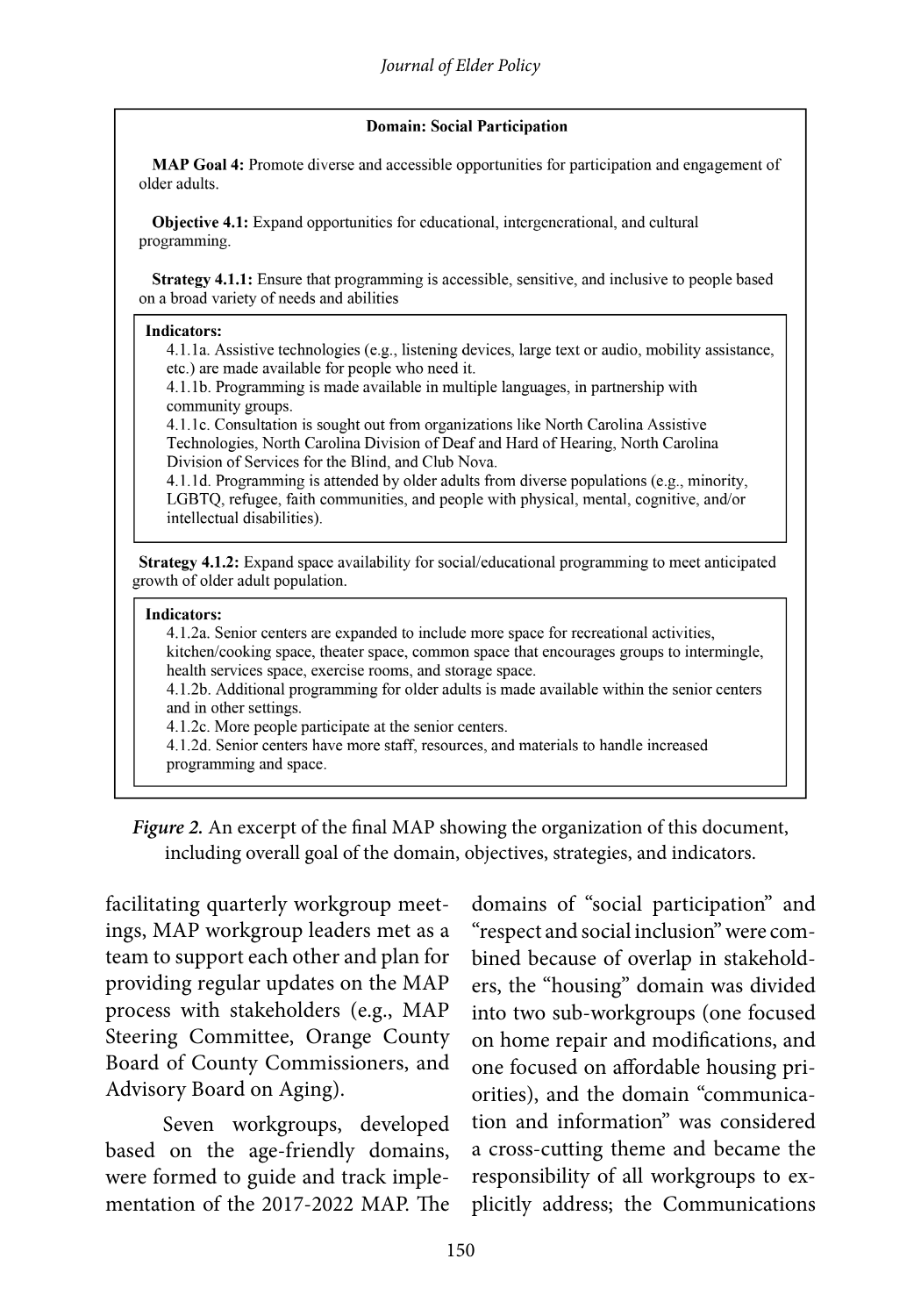**Domain: Social Participation**

**MAP Goal 4:** Promote diverse and accessible opportunities for participation and engagement of older adults.

**Objective 4.1:** Expand opportunities for educational, intergenerational, and cultural programming.

**Strategy 4.1.1:** Ensure that programming is accessible, sensitive, and inclusive to people based on a broad variety of needs and abilities

**Indicators:**

4.1.1a. Assistive technologies (e.g., listening devices, large text or audio, mobility assistance, etc.) are made available for people who need it.

4.1.1b. Programming is made available in multiple languages, in partnership with community groups.

4.1.1c. Consultation is sought out from organizations like North Carolina Assistive Technologies, North Carolina Division of Deaf and Hard of Hearing, North Carolina Division of Services for the Blind, and Club Nova.

4.1.1d. Programming is attended by older adults from diverse populations (e.g., minority, LGBTQ, refugee, faith communities, and people with physical, mental, cognitive, and/or intellectual disabilities).

**Strategy 4.1.2:** Expand space availability for social/educational programming to meet anticipated growth of older adult population.

**Indicators:**

4.1.2a. Senior centers are expanded to include more space for recreational activities, kitchen/cooking space, theater space, common space that encourages groups to intermingle, health services space, exercise rooms, and storage space.

4.1.2b. Additional programming for older adults is made available within the senior centers and in other settings.

4.1.2c. More people participate at the senior centers.

4.1.2d. Senior centers have more staff, resources, and materials to handle increased programming and space.

***Figure 2.*** An excerpt of the final MAP showing the organization of this document, including overall goal of the domain, objectives, strategies, and indicators.

facilitating quarterly workgroup meetings, MAP workgroup leaders met as a team to support each other and plan for providing regular updates on the MAP process with stakeholders (e.g., MAP Steering Committee, Orange County Board of County Commissioners, and Advisory Board on Aging).

Seven workgroups, developed based on the age-friendly domains, were formed to guide and track implementation of the 2017-2022 MAP. The domains of "social participation" and "respect and social inclusion" were combined because of overlap in stakeholders, the "housing" domain was divided into two sub-workgroups (one focused on home repair and modifications, and one focused on affordable housing priorities), and the domain "communication and information" was considered a cross-cutting theme and became the responsibility of all workgroups to explicitly address; the Communications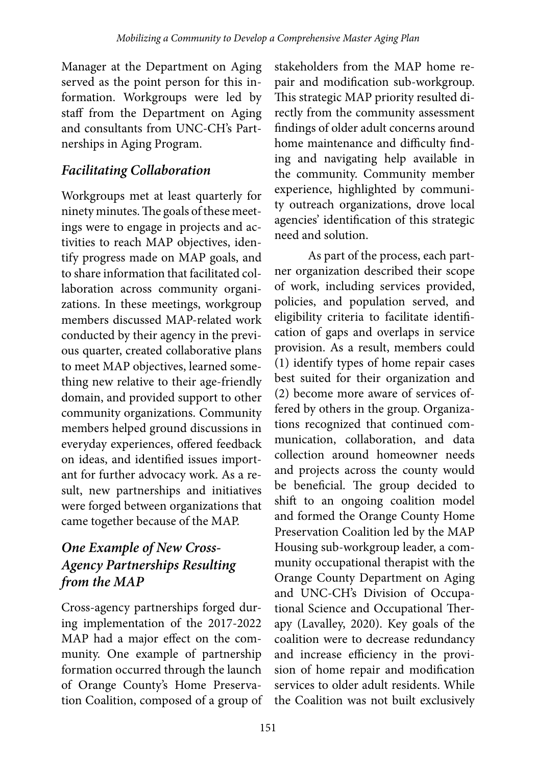Manager at the Department on Aging served as the point person for this information. Workgroups were led by staff from the Department on Aging and consultants from UNC-CH's Partnerships in Aging Program.

### *Facilitating Collaboration*

Workgroups met at least quarterly for ninety minutes. The goals of these meetings were to engage in projects and activities to reach MAP objectives, identify progress made on MAP goals, and to share information that facilitated collaboration across community organizations. In these meetings, workgroup members discussed MAP-related work conducted by their agency in the previous quarter, created collaborative plans to meet MAP objectives, learned something new relative to their age-friendly domain, and provided support to other community organizations. Community members helped ground discussions in everyday experiences, offered feedback on ideas, and identified issues important for further advocacy work. As a result, new partnerships and initiatives were forged between organizations that came together because of the MAP.

### *One Example of New Cross-Agency Partnerships Resulting from the MAP*

Cross-agency partnerships forged during implementation of the 2017-2022 MAP had a major effect on the community. One example of partnership formation occurred through the launch of Orange County's Home Preservation Coalition, composed of a group of stakeholders from the MAP home repair and modification sub-workgroup. This strategic MAP priority resulted directly from the community assessment findings of older adult concerns around home maintenance and difficulty finding and navigating help available in the community. Community member experience, highlighted by community outreach organizations, drove local agencies' identification of this strategic need and solution.

As part of the process, each partner organization described their scope of work, including services provided, policies, and population served, and eligibility criteria to facilitate identification of gaps and overlaps in service provision. As a result, members could (1) identify types of home repair cases best suited for their organization and (2) become more aware of services offered by others in the group. Organizations recognized that continued communication, collaboration, and data collection around homeowner needs and projects across the county would be beneficial. The group decided to shift to an ongoing coalition model and formed the Orange County Home Preservation Coalition led by the MAP Housing sub-workgroup leader, a community occupational therapist with the Orange County Department on Aging and UNC-CH's Division of Occupational Science and Occupational Therapy (Lavalley, 2020). Key goals of the coalition were to decrease redundancy and increase efficiency in the provision of home repair and modification services to older adult residents. While the Coalition was not built exclusively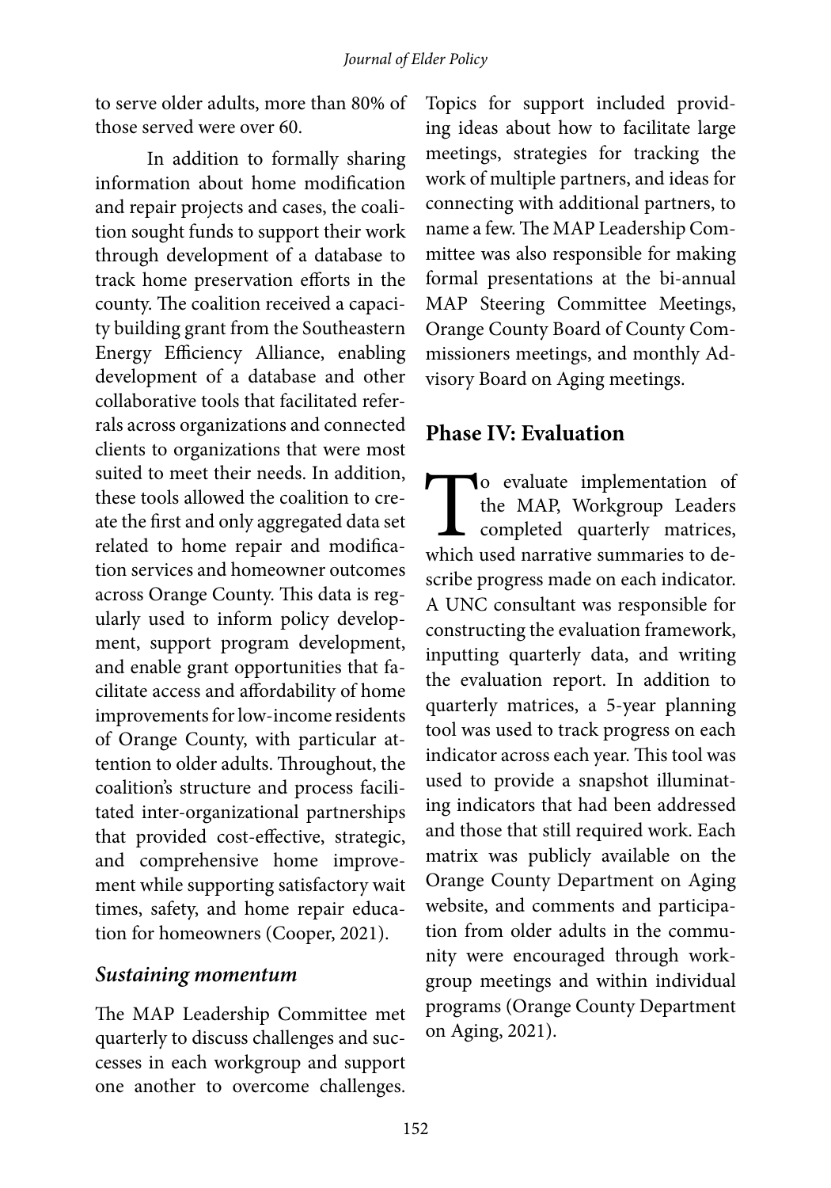to serve older adults, more than 80% of those served were over 60.

In addition to formally sharing information about home modification and repair projects and cases, the coalition sought funds to support their work through development of a database to track home preservation efforts in the county. The coalition received a capacity building grant from the Southeastern Energy Efficiency Alliance, enabling development of a database and other collaborative tools that facilitated referrals across organizations and connected clients to organizations that were most suited to meet their needs. In addition, these tools allowed the coalition to create the first and only aggregated data set related to home repair and modification services and homeowner outcomes across Orange County. This data is regularly used to inform policy development, support program development, and enable grant opportunities that facilitate access and affordability of home improvements for low-income residents of Orange County, with particular attention to older adults. Throughout, the coalition's structure and process facilitated inter-organizational partnerships that provided cost-effective, strategic, and comprehensive home improvement while supporting satisfactory wait times, safety, and home repair education for homeowners (Cooper, 2021).

### *Sustaining momentum*

The MAP Leadership Committee met quarterly to discuss challenges and successes in each workgroup and support one another to overcome challenges. Topics for support included providing ideas about how to facilitate large meetings, strategies for tracking the work of multiple partners, and ideas for connecting with additional partners, to name a few. The MAP Leadership Committee was also responsible for making formal presentations at the bi-annual MAP Steering Committee Meetings, Orange County Board of County Commissioners meetings, and monthly Advisory Board on Aging meetings.

## Phase IV: Evaluation

To evaluate implementation of the MAP, Workgroup Leaders completed quarterly matrices, which used narrative summaries to describe progress made on each indicator. A UNC consultant was responsible for constructing the evaluation framework, inputting quarterly data, and writing the evaluation report. In addition to quarterly matrices, a 5-year planning tool was used to track progress on each indicator across each year. This tool was used to provide a snapshot illuminating indicators that had been addressed and those that still required work. Each matrix was publicly available on the Orange County Department on Aging website, and comments and participation from older adults in the community were encouraged through workgroup meetings and within individual programs (Orange County Department on Aging, 2021).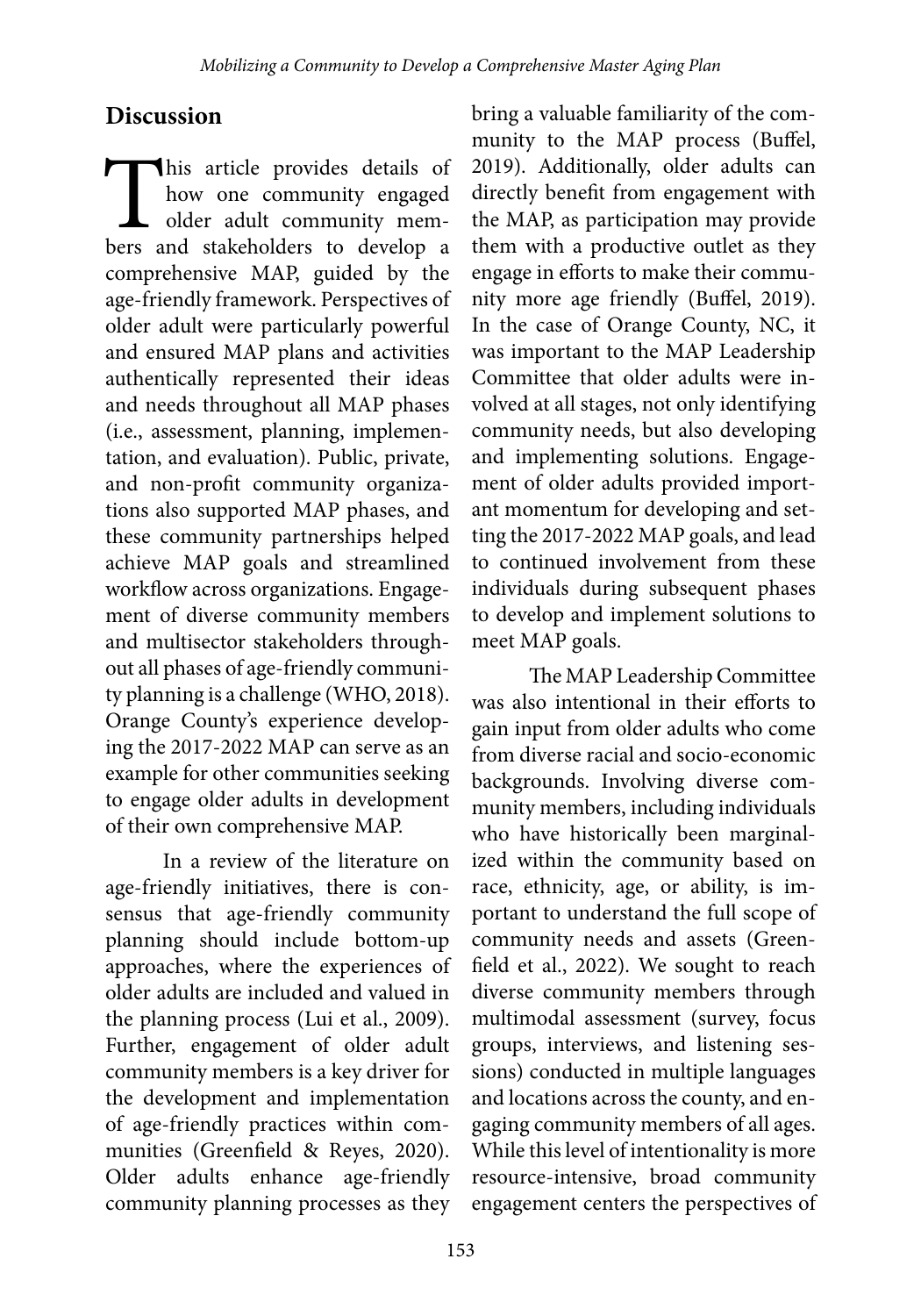## Discussion

This article provides details of how one community engaged older adult community members and stakeholders to develop a comprehensive MAP, guided by the age-friendly framework. Perspectives of older adult were particularly powerful and ensured MAP plans and activities authentically represented their ideas and needs throughout all MAP phases (i.e., assessment, planning, implementation, and evaluation). Public, private, and non-profit community organizations also supported MAP phases, and these community partnerships helped achieve MAP goals and streamlined workflow across organizations. Engagement of diverse community members and multisector stakeholders throughout all phases of age-friendly community planning is a challenge (WHO, 2018). Orange County's experience developing the 2017-2022 MAP can serve as an example for other communities seeking to engage older adults in development of their own comprehensive MAP.

In a review of the literature on age-friendly initiatives, there is consensus that age-friendly community planning should include bottom-up approaches, where the experiences of older adults are included and valued in the planning process (Lui et al., 2009). Further, engagement of older adult community members is a key driver for the development and implementation of age-friendly practices within communities (Greenfield & Reyes, 2020). Older adults enhance age-friendly community planning processes as they bring a valuable familiarity of the community to the MAP process (Buffel, 2019). Additionally, older adults can directly benefit from engagement with the MAP, as participation may provide them with a productive outlet as they engage in efforts to make their community more age friendly (Buffel, 2019). In the case of Orange County, NC, it was important to the MAP Leadership Committee that older adults were involved at all stages, not only identifying community needs, but also developing and implementing solutions. Engagement of older adults provided important momentum for developing and setting the 2017-2022 MAP goals, and lead to continued involvement from these individuals during subsequent phases to develop and implement solutions to meet MAP goals.

The MAP Leadership Committee was also intentional in their efforts to gain input from older adults who come from diverse racial and socio-economic backgrounds. Involving diverse community members, including individuals who have historically been marginalized within the community based on race, ethnicity, age, or ability, is important to understand the full scope of community needs and assets (Greenfield et al., 2022). We sought to reach diverse community members through multimodal assessment (survey, focus groups, interviews, and listening sessions) conducted in multiple languages and locations across the county, and engaging community members of all ages. While this level of intentionality is more resource-intensive, broad community engagement centers the perspectives of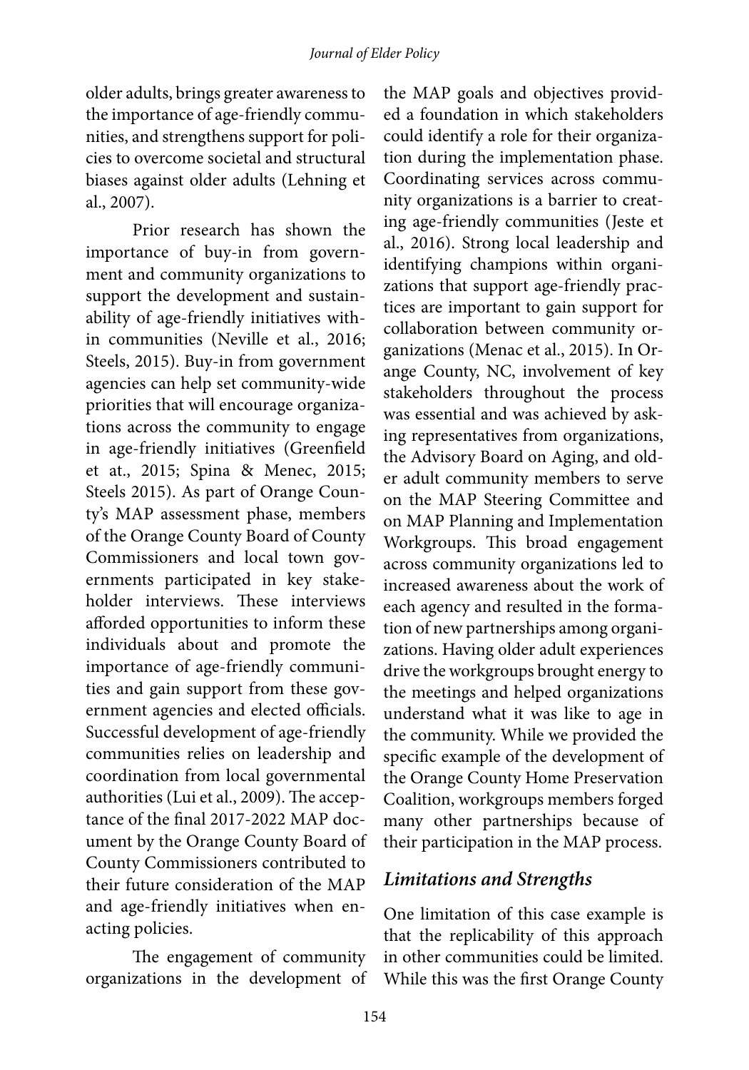older adults, brings greater awareness to the importance of age-friendly communities, and strengthens support for policies to overcome societal and structural biases against older adults (Lehning et al., 2007).

Prior research has shown the importance of buy-in from government and community organizations to support the development and sustainability of age-friendly initiatives within communities (Neville et al., 2016; Steels, 2015). Buy-in from government agencies can help set community-wide priorities that will encourage organizations across the community to engage in age-friendly initiatives (Greenfield et at., 2015; Spina & Menec, 2015; Steels 2015). As part of Orange County's MAP assessment phase, members of the Orange County Board of County Commissioners and local town governments participated in key stakeholder interviews. These interviews afforded opportunities to inform these individuals about and promote the importance of age-friendly communities and gain support from these government agencies and elected officials. Successful development of age-friendly communities relies on leadership and coordination from local governmental authorities (Lui et al., 2009). The acceptance of the final 2017-2022 MAP document by the Orange County Board of County Commissioners contributed to their future consideration of the MAP and age-friendly initiatives when enacting policies.

The engagement of community organizations in the development of the MAP goals and objectives provided a foundation in which stakeholders could identify a role for their organization during the implementation phase. Coordinating services across community organizations is a barrier to creating age-friendly communities (Jeste et al., 2016). Strong local leadership and identifying champions within organizations that support age-friendly practices are important to gain support for collaboration between community organizations (Menac et al., 2015). In Orange County, NC, involvement of key stakeholders throughout the process was essential and was achieved by asking representatives from organizations, the Advisory Board on Aging, and older adult community members to serve on the MAP Steering Committee and on MAP Planning and Implementation Workgroups. This broad engagement across community organizations led to increased awareness about the work of each agency and resulted in the formation of new partnerships among organizations. Having older adult experiences drive the workgroups brought energy to the meetings and helped organizations understand what it was like to age in the community. While we provided the specific example of the development of the Orange County Home Preservation Coalition, workgroups members forged many other partnerships because of their participation in the MAP process.

### *Limitations and Strengths*

One limitation of this case example is that the replicability of this approach in other communities could be limited. While this was the first Orange County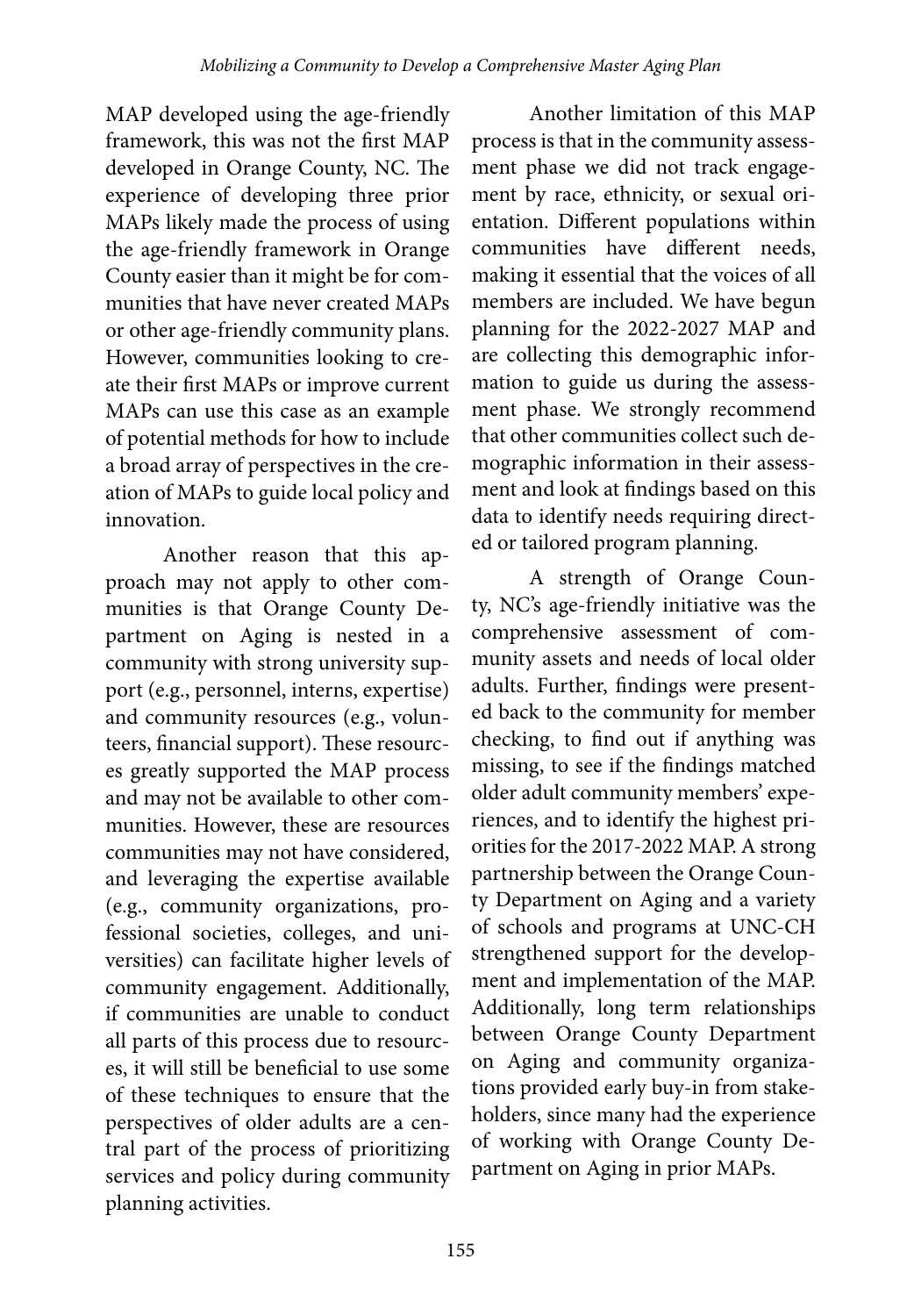MAP developed using the age-friendly framework, this was not the first MAP developed in Orange County, NC. The experience of developing three prior MAPs likely made the process of using the age-friendly framework in Orange County easier than it might be for communities that have never created MAPs or other age-friendly community plans. However, communities looking to create their first MAPs or improve current MAPs can use this case as an example of potential methods for how to include a broad array of perspectives in the creation of MAPs to guide local policy and innovation.

Another reason that this approach may not apply to other communities is that Orange County Department on Aging is nested in a community with strong university support (e.g., personnel, interns, expertise) and community resources (e.g., volunteers, financial support). These resources greatly supported the MAP process and may not be available to other communities. However, these are resources communities may not have considered, and leveraging the expertise available (e.g., community organizations, professional societies, colleges, and universities) can facilitate higher levels of community engagement. Additionally, if communities are unable to conduct all parts of this process due to resources, it will still be beneficial to use some of these techniques to ensure that the perspectives of older adults are a central part of the process of prioritizing services and policy during community planning activities.

Another limitation of this MAP process is that in the community assessment phase we did not track engagement by race, ethnicity, or sexual orientation. Different populations within communities have different needs, making it essential that the voices of all members are included. We have begun planning for the 2022-2027 MAP and are collecting this demographic information to guide us during the assessment phase. We strongly recommend that other communities collect such demographic information in their assessment and look at findings based on this data to identify needs requiring directed or tailored program planning.

A strength of Orange County, NC's age-friendly initiative was the comprehensive assessment of community assets and needs of local older adults. Further, findings were presented back to the community for member checking, to find out if anything was missing, to see if the findings matched older adult community members' experiences, and to identify the highest priorities for the 2017-2022 MAP. A strong partnership between the Orange County Department on Aging and a variety of schools and programs at UNC-CH strengthened support for the development and implementation of the MAP. Additionally, long term relationships between Orange County Department on Aging and community organizations provided early buy-in from stakeholders, since many had the experience of working with Orange County Department on Aging in prior MAPs.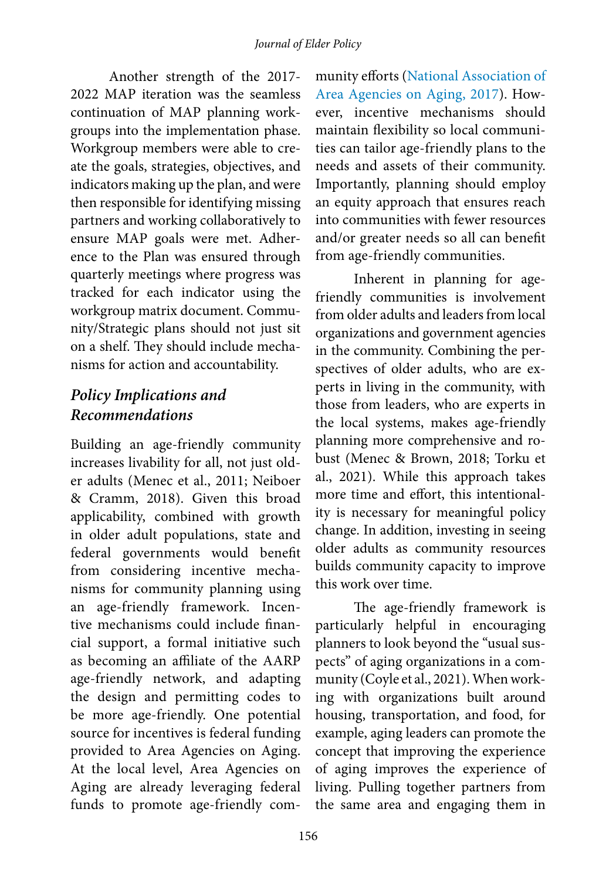Another strength of the 2017-2022 MAP iteration was the seamless continuation of MAP planning workgroups into the implementation phase. Workgroup members were able to create the goals, strategies, objectives, and indicators making up the plan, and were then responsible for identifying missing partners and working collaboratively to ensure MAP goals were met. Adherence to the Plan was ensured through quarterly meetings where progress was tracked for each indicator using the workgroup matrix document. Community/Strategic plans should not just sit on a shelf. They should include mechanisms for action and accountability.

## *Policy Implications and Recommendations*

Building an age-friendly community increases livability for all, not just older adults (Menec et al., 2011; Neiboer & Cramm, 2018). Given this broad applicability, combined with growth in older adult populations, state and federal governments would benefit from considering incentive mechanisms for community planning using an age-friendly framework. Incentive mechanisms could include financial support, a formal initiative such as becoming an affiliate of the AARP age-friendly network, and adapting the design and permitting codes to be more age-friendly. One potential source for incentives is federal funding provided to Area Agencies on Aging. At the local level, Area Agencies on Aging are already leveraging federal funds to promote age-friendly community efforts (National Association of Area Agencies on Aging, 2017). However, incentive mechanisms should maintain flexibility so local communities can tailor age-friendly plans to the needs and assets of their community. Importantly, planning should employ an equity approach that ensures reach into communities with fewer resources and/or greater needs so all can benefit from age-friendly communities.

Inherent in planning for age-friendly communities is involvement from older adults and leaders from local organizations and government agencies in the community. Combining the perspectives of older adults, who are experts in living in the community, with those from leaders, who are experts in the local systems, makes age-friendly planning more comprehensive and robust (Menec & Brown, 2018; Torku et al., 2021). While this approach takes more time and effort, this intentionality is necessary for meaningful policy change. In addition, investing in seeing older adults as community resources builds community capacity to improve this work over time.

The age-friendly framework is particularly helpful in encouraging planners to look beyond the "usual suspects" of aging organizations in a community (Coyle et al., 2021). When working with organizations built around housing, transportation, and food, for example, aging leaders can promote the concept that improving the experience of aging improves the experience of living. Pulling together partners from the same area and engaging them in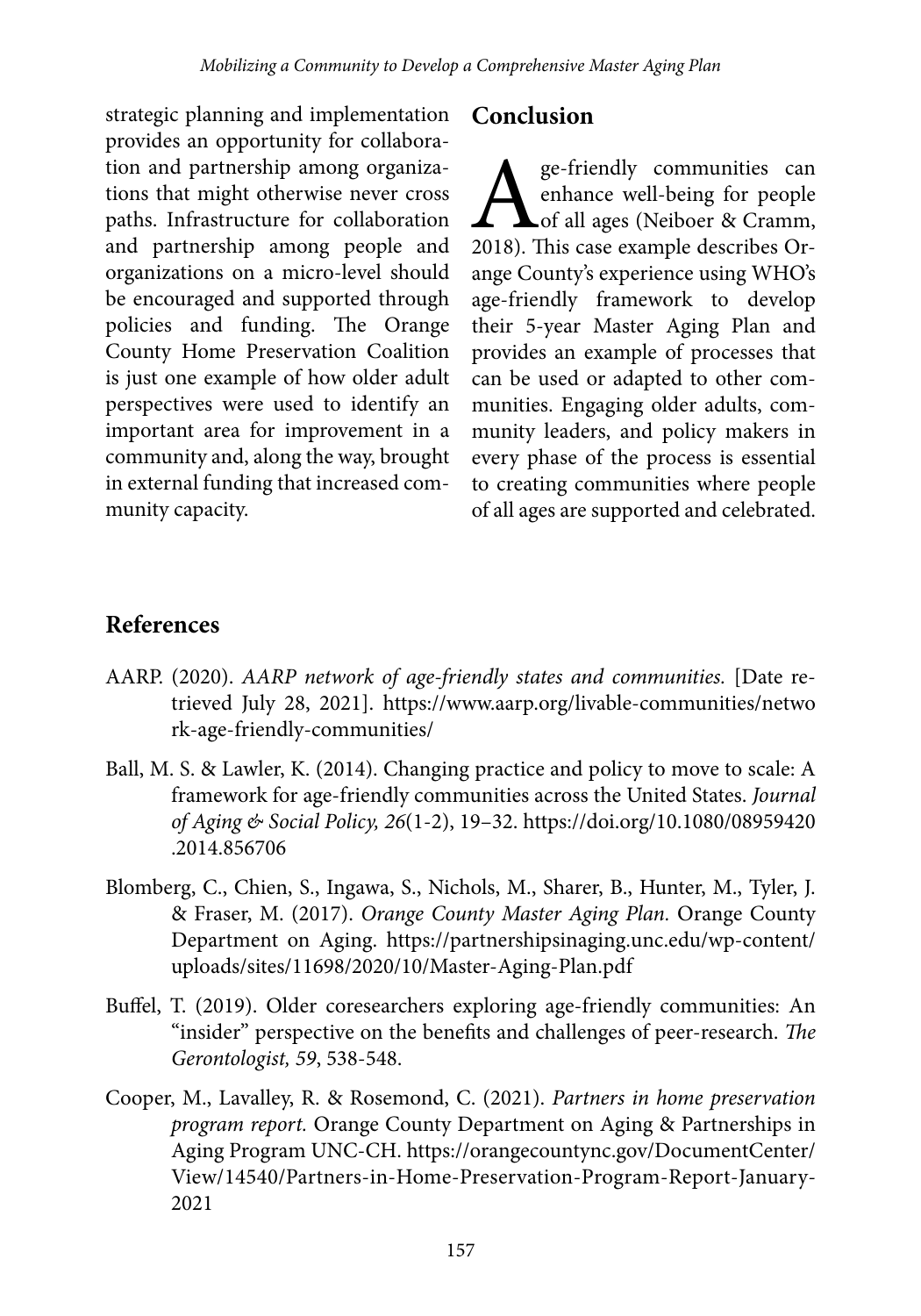strategic planning and implementation provides an opportunity for collaboration and partnership among organizations that might otherwise never cross paths. Infrastructure for collaboration and partnership among people and organizations on a micro-level should be encouraged and supported through policies and funding. The Orange County Home Preservation Coalition is just one example of how older adult perspectives were used to identify an important area for improvement in a community and, along the way, brought in external funding that increased community capacity.

## Conclusion

Age-friendly communities can enhance well-being for people of all ages (Neiboer & Cramm, 2018). This case example describes Orange County's experience using WHO's age-friendly framework to develop their 5-year Master Aging Plan and provides an example of processes that can be used or adapted to other communities. Engaging older adults, community leaders, and policy makers in every phase of the process is essential to creating communities where people of all ages are supported and celebrated.

## References

AARP. (2020). *AARP network of age-friendly states and communities.* [Date retrieved July 28, 2021]. https://www.aarp.org/livable-communities/network-age-friendly-communities/

Ball, M. S. & Lawler, K. (2014). Changing practice and policy to move to scale: A framework for age-friendly communities across the United States. *Journal of Aging & Social Policy, 26*(1-2), 19–32. https://doi.org/10.1080/08959420.2014.856706

Blomberg, C., Chien, S., Ingawa, S., Nichols, M., Sharer, B., Hunter, M., Tyler, J. & Fraser, M. (2017). *Orange County Master Aging Plan.* Orange County Department on Aging. https://partnershipsinaging.unc.edu/wp-content/uploads/sites/11698/2020/10/Master-Aging-Plan.pdf

Buffel, T. (2019). Older coresearchers exploring age-friendly communities: An "insider" perspective on the benefits and challenges of peer-research. *The Gerontologist, 59*, 538-548.

Cooper, M., Lavalley, R. & Rosemond, C. (2021). *Partners in home preservation program report.* Orange County Department on Aging & Partnerships in Aging Program UNC-CH. https://orangecountync.gov/DocumentCenter/View/14540/Partners-in-Home-Preservation-Program-Report-January-2021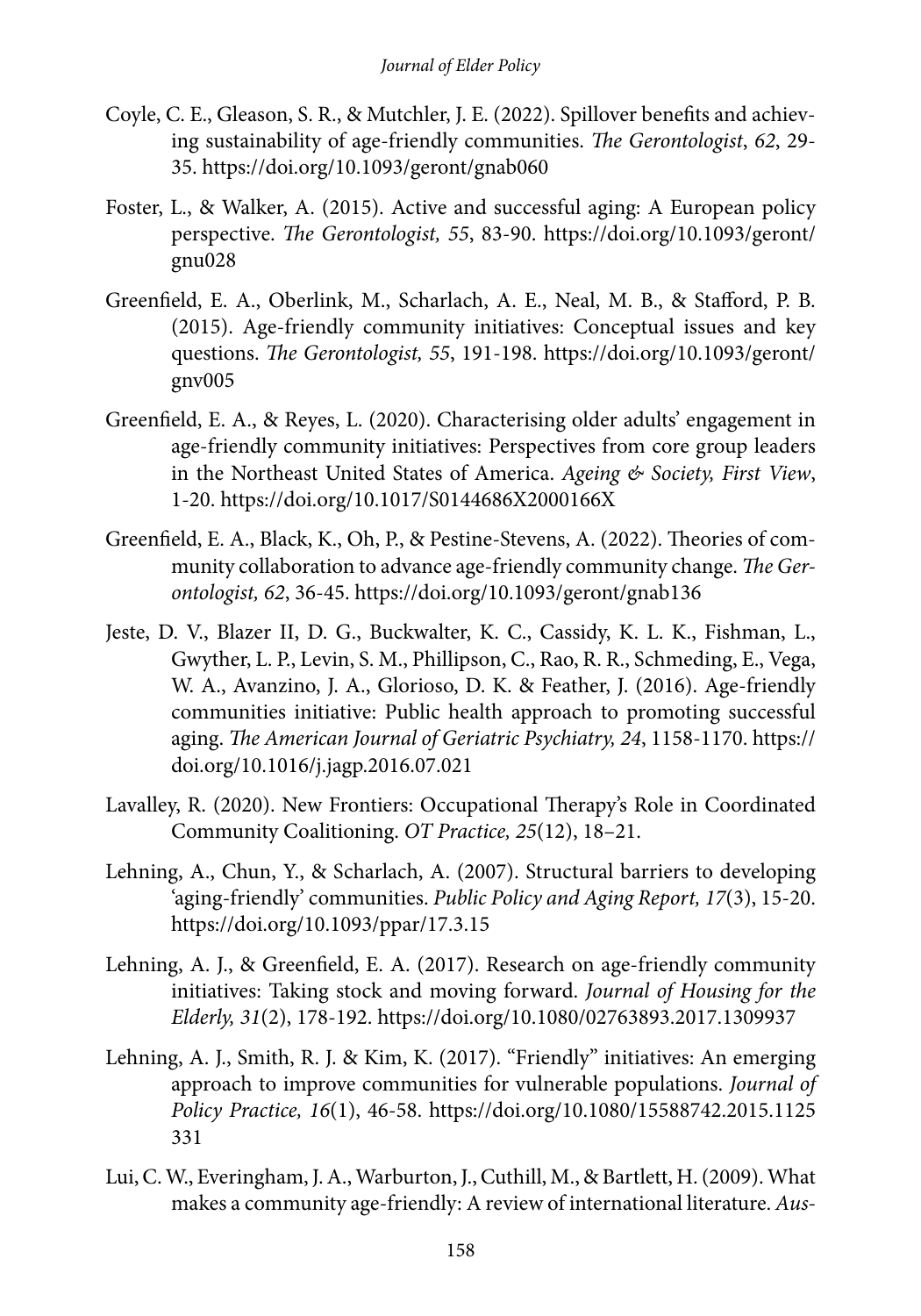Coyle, C. E., Gleason, S. R., & Mutchler, J. E. (2022). Spillover benefits and achieving sustainability of age-friendly communities. *The Gerontologist*, *62*, 29-35. https://doi.org/10.1093/geront/gnab060

Foster, L., & Walker, A. (2015). Active and successful aging: A European policy perspective. *The Gerontologist, 55*, 83-90. https://doi.org/10.1093/geront/gnu028

Greenfield, E. A., Oberlink, M., Scharlach, A. E., Neal, M. B., & Stafford, P. B. (2015). Age-friendly community initiatives: Conceptual issues and key questions. *The Gerontologist, 55*, 191-198. https://doi.org/10.1093/geront/gnv005

Greenfield, E. A., & Reyes, L. (2020). Characterising older adults' engagement in age-friendly community initiatives: Perspectives from core group leaders in the Northeast United States of America. *Ageing & Society, First View*, 1-20. https://doi.org/10.1017/S0144686X2000166X

Greenfield, E. A., Black, K., Oh, P., & Pestine-Stevens, A. (2022). Theories of community collaboration to advance age-friendly community change. *The Gerontologist, 62*, 36-45. https://doi.org/10.1093/geront/gnab136

Jeste, D. V., Blazer II, D. G., Buckwalter, K. C., Cassidy, K. L. K., Fishman, L., Gwyther, L. P., Levin, S. M., Phillipson, C., Rao, R. R., Schmeding, E., Vega, W. A., Avanzino, J. A., Glorioso, D. K. & Feather, J. (2016). Age-friendly communities initiative: Public health approach to promoting successful aging. *The American Journal of Geriatric Psychiatry, 24*, 1158-1170. https://doi.org/10.1016/j.jagp.2016.07.021

Lavalley, R. (2020). New Frontiers: Occupational Therapy's Role in Coordinated Community Coalitioning. *OT Practice, 25*(12), 18–21.

Lehning, A., Chun, Y., & Scharlach, A. (2007). Structural barriers to developing 'aging-friendly' communities. *Public Policy and Aging Report, 17*(3), 15-20. https://doi.org/10.1093/ppar/17.3.15

Lehning, A. J., & Greenfield, E. A. (2017). Research on age-friendly community initiatives: Taking stock and moving forward. *Journal of Housing for the Elderly, 31*(2), 178-192. https://doi.org/10.1080/02763893.2017.1309937

Lehning, A. J., Smith, R. J. & Kim, K. (2017). "Friendly" initiatives: An emerging approach to improve communities for vulnerable populations. *Journal of Policy Practice, 16*(1), 46-58. https://doi.org/10.1080/15588742.2015.1125331

Lui, C. W., Everingham, J. A., Warburton, J., Cuthill, M., & Bartlett, H. (2009). What makes a community age-friendly: A review of international literature. *Aus-*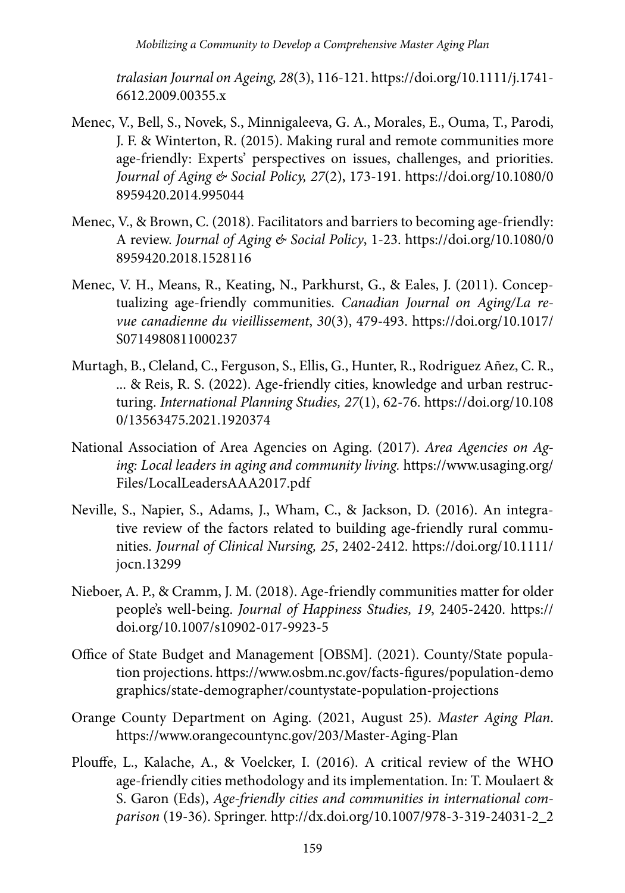*tralasian Journal on Ageing, 28*(3), 116-121. https://doi.org/10.1111/j.1741-6612.2009.00355.x

Menec, V., Bell, S., Novek, S., Minnigaleeva, G. A., Morales, E., Ouma, T., Parodi, J. F. & Winterton, R. (2015). Making rural and remote communities more age-friendly: Experts' perspectives on issues, challenges, and priorities. *Journal of Aging & Social Policy, 27*(2), 173-191. https://doi.org/10.1080/08959420.2014.995044

Menec, V., & Brown, C. (2018). Facilitators and barriers to becoming age-friendly: A review. *Journal of Aging & Social Policy*, 1-23. https://doi.org/10.1080/08959420.2018.1528116

Menec, V. H., Means, R., Keating, N., Parkhurst, G., & Eales, J. (2011). Conceptualizing age-friendly communities. *Canadian Journal on Aging/La revue canadienne du vieillissement*, *30*(3), 479-493. https://doi.org/10.1017/S0714980811000237

Murtagh, B., Cleland, C., Ferguson, S., Ellis, G., Hunter, R., Rodriguez Añez, C. R., ... & Reis, R. S. (2022). Age-friendly cities, knowledge and urban restructuring. *International Planning Studies, 27*(1), 62-76. https://doi.org/10.1080/13563475.2021.1920374

National Association of Area Agencies on Aging. (2017). *Area Agencies on Aging: Local leaders in aging and community living.* https://www.usaging.org/Files/LocalLeadersAAA2017.pdf

Neville, S., Napier, S., Adams, J., Wham, C., & Jackson, D. (2016). An integrative review of the factors related to building age-friendly rural communities. *Journal of Clinical Nursing, 25*, 2402-2412. https://doi.org/10.1111/jocn.13299

Nieboer, A. P., & Cramm, J. M. (2018). Age-friendly communities matter for older people's well-being. *Journal of Happiness Studies, 19*, 2405-2420. https://doi.org/10.1007/s10902-017-9923-5

Office of State Budget and Management [OBSM]. (2021). County/State population projections. https://www.osbm.nc.gov/facts-figures/population-demographics/state-demographer/countystate-population-projections

Orange County Department on Aging. (2021, August 25). *Master Aging Plan*. https://www.orangecountync.gov/203/Master-Aging-Plan

Plouffe, L., Kalache, A., & Voelcker, I. (2016). A critical review of the WHO age-friendly cities methodology and its implementation. In: T. Moulaert & S. Garon (Eds), *Age-friendly cities and communities in international comparison* (19-36). Springer. http://dx.doi.org/10.1007/978-3-319-24031-2_2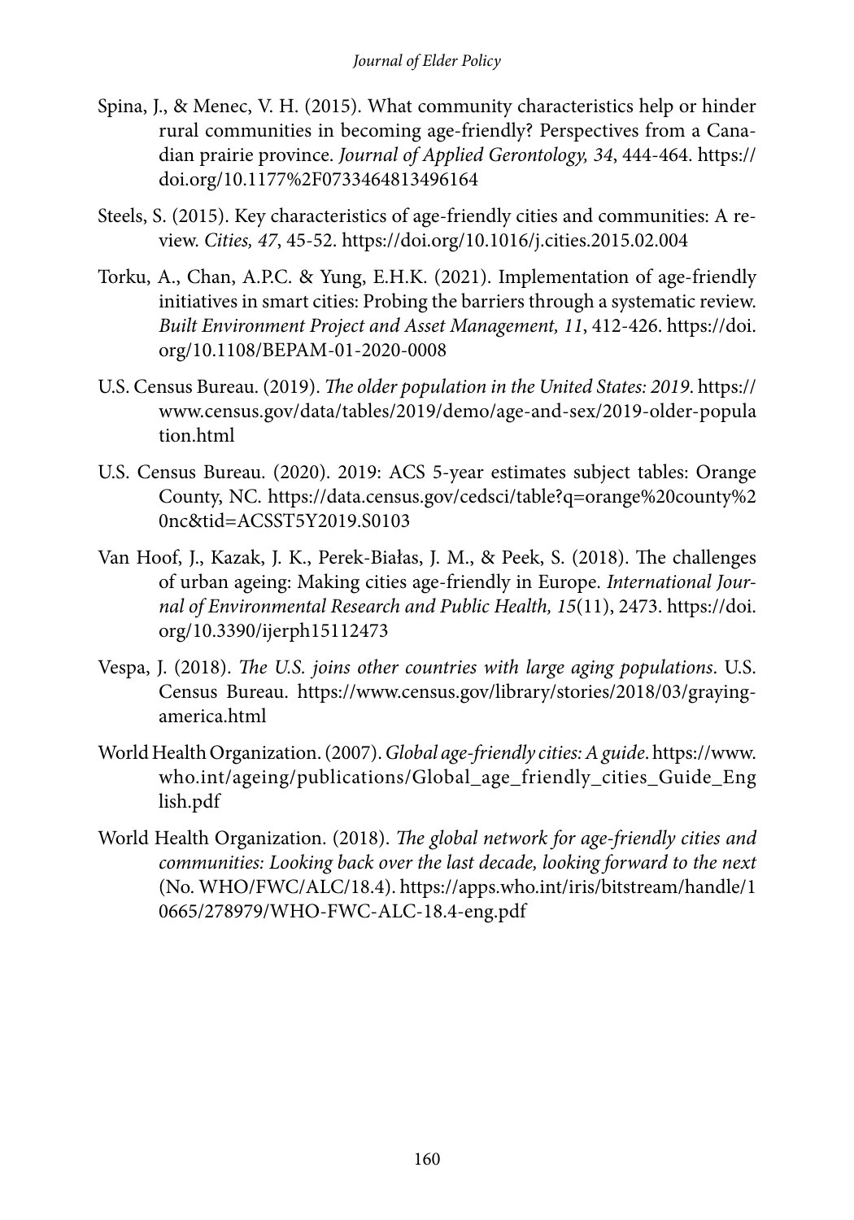Spina, J., & Menec, V. H. (2015). What community characteristics help or hinder rural communities in becoming age-friendly? Perspectives from a Canadian prairie province. *Journal of Applied Gerontology, 34*, 444-464. https://doi.org/10.1177%2F0733464813496164

Steels, S. (2015). Key characteristics of age-friendly cities and communities: A review. *Cities, 47*, 45-52. https://doi.org/10.1016/j.cities.2015.02.004

Torku, A., Chan, A.P.C. & Yung, E.H.K. (2021). Implementation of age-friendly initiatives in smart cities: Probing the barriers through a systematic review. *Built Environment Project and Asset Management, 11*, 412-426. https://doi.org/10.1108/BEPAM-01-2020-0008

U.S. Census Bureau. (2019). *The older population in the United States: 2019*. https://www.census.gov/data/tables/2019/demo/age-and-sex/2019-older-population.html

U.S. Census Bureau. (2020). 2019: ACS 5-year estimates subject tables: Orange County, NC. https://data.census.gov/cedsci/table?q=orange%20county%20nc&tid=ACSST5Y2019.S0103

Van Hoof, J., Kazak, J. K., Perek-Białas, J. M., & Peek, S. (2018). The challenges of urban ageing: Making cities age-friendly in Europe. *International Journal of Environmental Research and Public Health, 15*(11), 2473. https://doi.org/10.3390/ijerph15112473

Vespa, J. (2018). *The U.S. joins other countries with large aging populations*. U.S. Census Bureau. https://www.census.gov/library/stories/2018/03/graying-america.html

World Health Organization. (2007). *Global age-friendly cities: A guide*. https://www.who.int/ageing/publications/Global_age_friendly_cities_Guide_English.pdf

World Health Organization. (2018). *The global network for age-friendly cities and communities: Looking back over the last decade, looking forward to the next* (No. WHO/FWC/ALC/18.4). https://apps.who.int/iris/bitstream/handle/10665/278979/WHO-FWC-ALC-18.4-eng.pdf